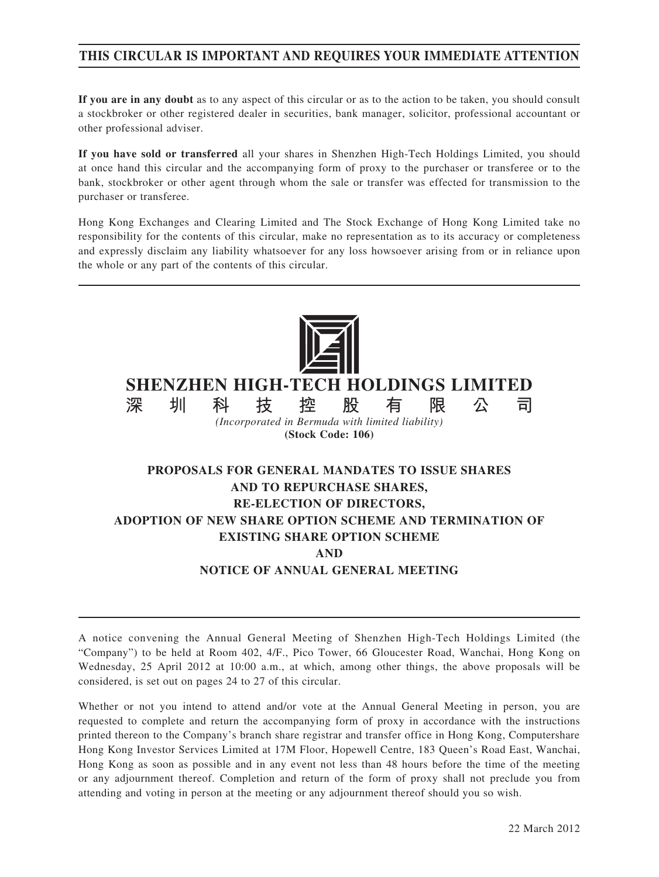**THIS CIRCULAR IS IMPORTANT AND REQUIRES YOUR IMMEDIATE ATTENTION**

**If you are in any doubt** as to any aspect of this circular or as to the action to be taken, you should consult a stockbroker or other registered dealer in securities, bank manager, solicitor, professional accountant or other professional adviser.

**If you have sold or transferred** all your shares in Shenzhen High-Tech Holdings Limited, you should at once hand this circular and the accompanying form of proxy to the purchaser or transferee or to the bank, stockbroker or other agent through whom the sale or transfer was effected for transmission to the purchaser or transferee.

Hong Kong Exchanges and Clearing Limited and The Stock Exchange of Hong Kong Limited take no responsibility for the contents of this circular, make no representation as to its accuracy or completeness and expressly disclaim any liability whatsoever for any loss howsoever arising from or in reliance upon the whole or any part of the contents of this circular.

# SHENZHEN HIGH-TECH HOLDINGS LIMITED

# 深圳科技控股有限公司

*(Incorporated in Bermuda with limited liability)*

**(Stock Code: 106)**

## PROPOSALS FOR GENERAL MANDATES TO ISSUE SHARES AND TO REPURCHASE SHARES, RE-ELECTION OF DIRECTORS, ADOPTION OF NEW SHARE OPTION SCHEME AND TERMINATION OF EXISTING SHARE OPTION SCHEME AND NOTICE OF ANNUAL GENERAL MEETING

A notice convening the Annual General Meeting of Shenzhen High-Tech Holdings Limited (the "Company") to be held at Room 402, 4/F., Pico Tower, 66 Gloucester Road, Wanchai, Hong Kong on Wednesday, 25 April 2012 at 10:00 a.m., at which, among other things, the above proposals will be considered, is set out on pages 24 to 27 of this circular.

Whether or not you intend to attend and/or vote at the Annual General Meeting in person, you are requested to complete and return the accompanying form of proxy in accordance with the instructions printed thereon to the Company's branch share registrar and transfer office in Hong Kong, Computershare Hong Kong Investor Services Limited at 17M Floor, Hopewell Centre, 183 Queen's Road East, Wanchai, Hong Kong as soon as possible and in any event not less than 48 hours before the time of the meeting or any adjournment thereof. Completion and return of the form of proxy shall not preclude you from attending and voting in person at the meeting or any adjournment thereof should you so wish.

22 March 2012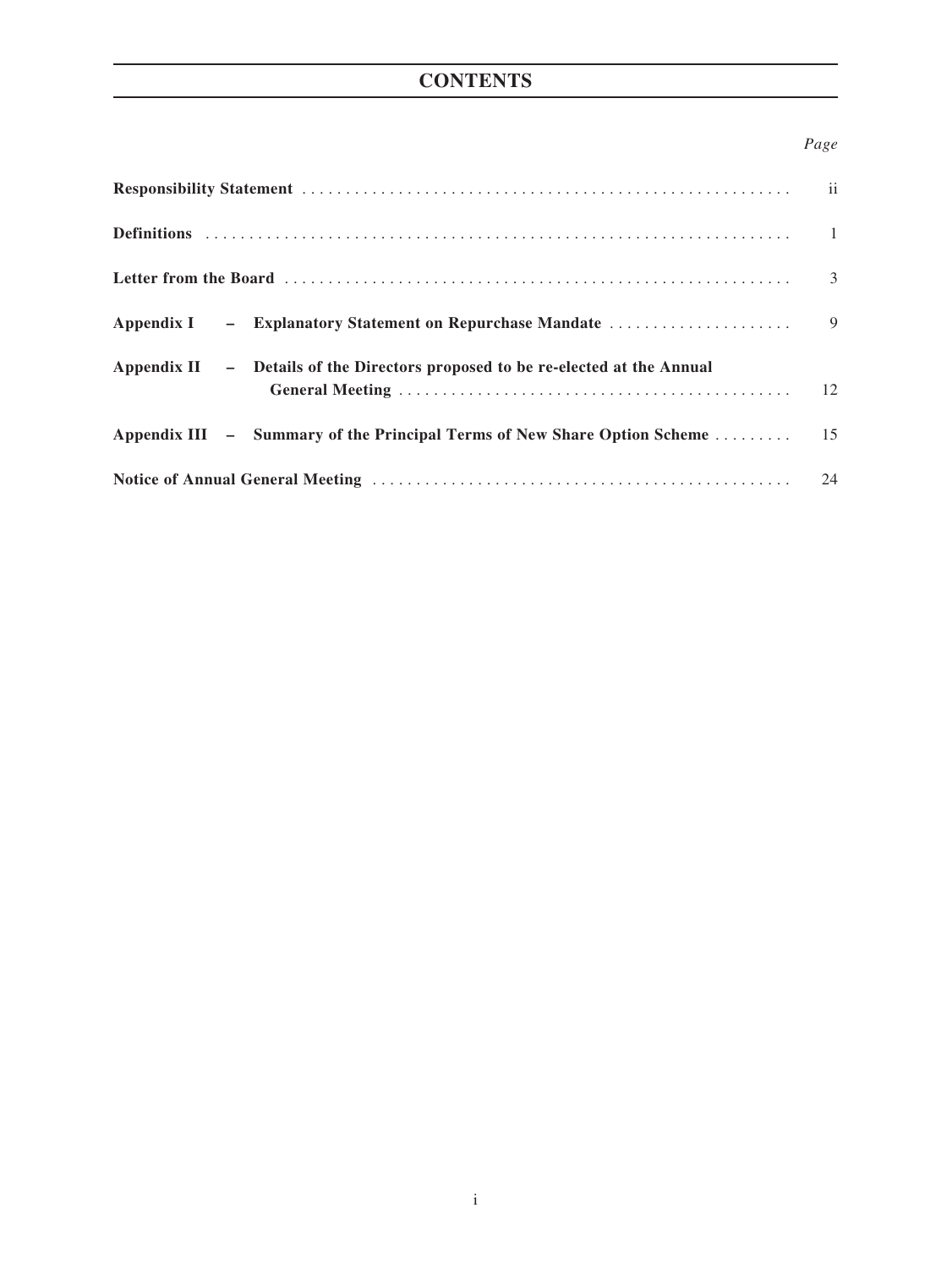# CONTENTS

| | *Page* |
|---|---|
| **Responsibility Statement** | ii |
| **Definitions** | 1 |
| **Letter from the Board** | 3 |
| **Appendix I – Explanatory Statement on Repurchase Mandate** | 9 |
| **Appendix II – Details of the Directors proposed to be re-elected at the Annual General Meeting** | 12 |
| **Appendix III – Summary of the Principal Terms of New Share Option Scheme** | 15 |
| **Notice of Annual General Meeting** | 24 |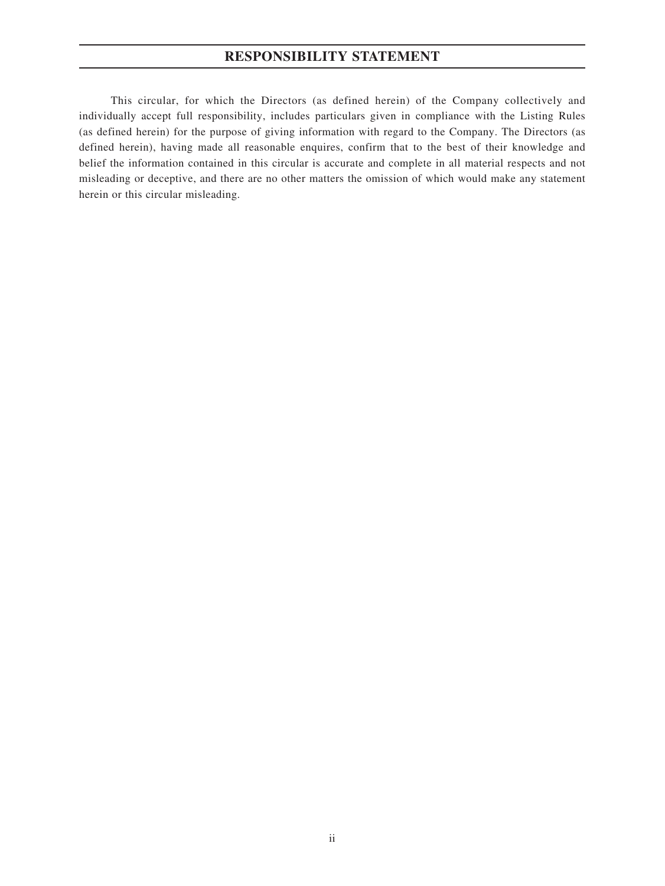# RESPONSIBILITY STATEMENT

This circular, for which the Directors (as defined herein) of the Company collectively and individually accept full responsibility, includes particulars given in compliance with the Listing Rules (as defined herein) for the purpose of giving information with regard to the Company. The Directors (as defined herein), having made all reasonable enquires, confirm that to the best of their knowledge and belief the information contained in this circular is accurate and complete in all material respects and not misleading or deceptive, and there are no other matters the omission of which would make any statement herein or this circular misleading.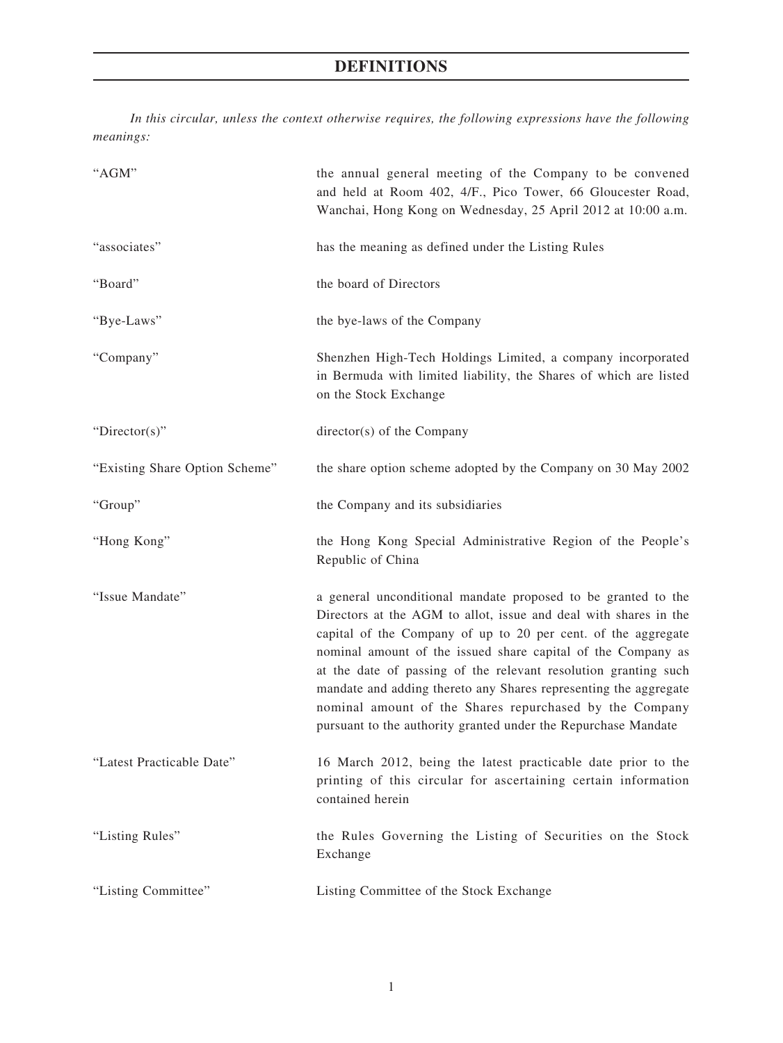# DEFINITIONS

*In this circular, unless the context otherwise requires, the following expressions have the following meanings:*

| | |
|---|---|
| "AGM" | the annual general meeting of the Company to be convened and held at Room 402, 4/F., Pico Tower, 66 Gloucester Road, Wanchai, Hong Kong on Wednesday, 25 April 2012 at 10:00 a.m. |
| "associates" | has the meaning as defined under the Listing Rules |
| "Board" | the board of Directors |
| "Bye-Laws" | the bye-laws of the Company |
| "Company" | Shenzhen High-Tech Holdings Limited, a company incorporated in Bermuda with limited liability, the Shares of which are listed on the Stock Exchange |
| "Director(s)" | director(s) of the Company |
| "Existing Share Option Scheme" | the share option scheme adopted by the Company on 30 May 2002 |
| "Group" | the Company and its subsidiaries |
| "Hong Kong" | the Hong Kong Special Administrative Region of the People's Republic of China |
| "Issue Mandate" | a general unconditional mandate proposed to be granted to the Directors at the AGM to allot, issue and deal with shares in the capital of the Company of up to 20 per cent. of the aggregate nominal amount of the issued share capital of the Company as at the date of passing of the relevant resolution granting such mandate and adding thereto any Shares representing the aggregate nominal amount of the Shares repurchased by the Company pursuant to the authority granted under the Repurchase Mandate |
| "Latest Practicable Date" | 16 March 2012, being the latest practicable date prior to the printing of this circular for ascertaining certain information contained herein |
| "Listing Rules" | the Rules Governing the Listing of Securities on the Stock Exchange |
| "Listing Committee" | Listing Committee of the Stock Exchange |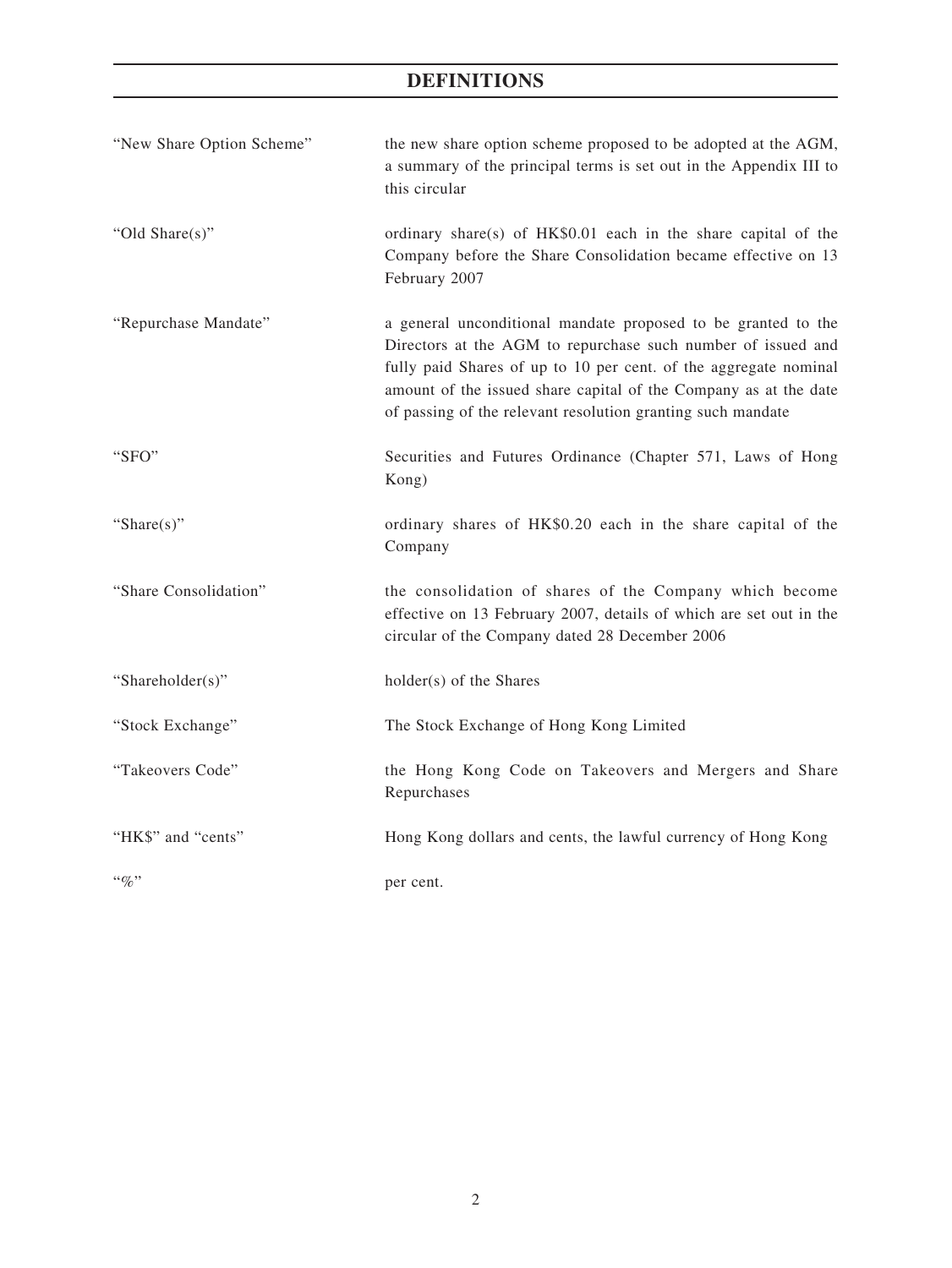# DEFINITIONS

| | |
|---|---|
| "New Share Option Scheme" | the new share option scheme proposed to be adopted at the AGM, a summary of the principal terms is set out in the Appendix III to this circular |
| "Old Share(s)" | ordinary share(s) of HK$0.01 each in the share capital of the Company before the Share Consolidation became effective on 13 February 2007 |
| "Repurchase Mandate" | a general unconditional mandate proposed to be granted to the Directors at the AGM to repurchase such number of issued and fully paid Shares of up to 10 per cent. of the aggregate nominal amount of the issued share capital of the Company as at the date of passing of the relevant resolution granting such mandate |
| "SFO" | Securities and Futures Ordinance (Chapter 571, Laws of Hong Kong) |
| "Share(s)" | ordinary shares of HK$0.20 each in the share capital of the Company |
| "Share Consolidation" | the consolidation of shares of the Company which become effective on 13 February 2007, details of which are set out in the circular of the Company dated 28 December 2006 |
| "Shareholder(s)" | holder(s) of the Shares |
| "Stock Exchange" | The Stock Exchange of Hong Kong Limited |
| "Takeovers Code" | the Hong Kong Code on Takeovers and Mergers and Share Repurchases |
| "HK$" and "cents" | Hong Kong dollars and cents, the lawful currency of Hong Kong |
| "%" | per cent. |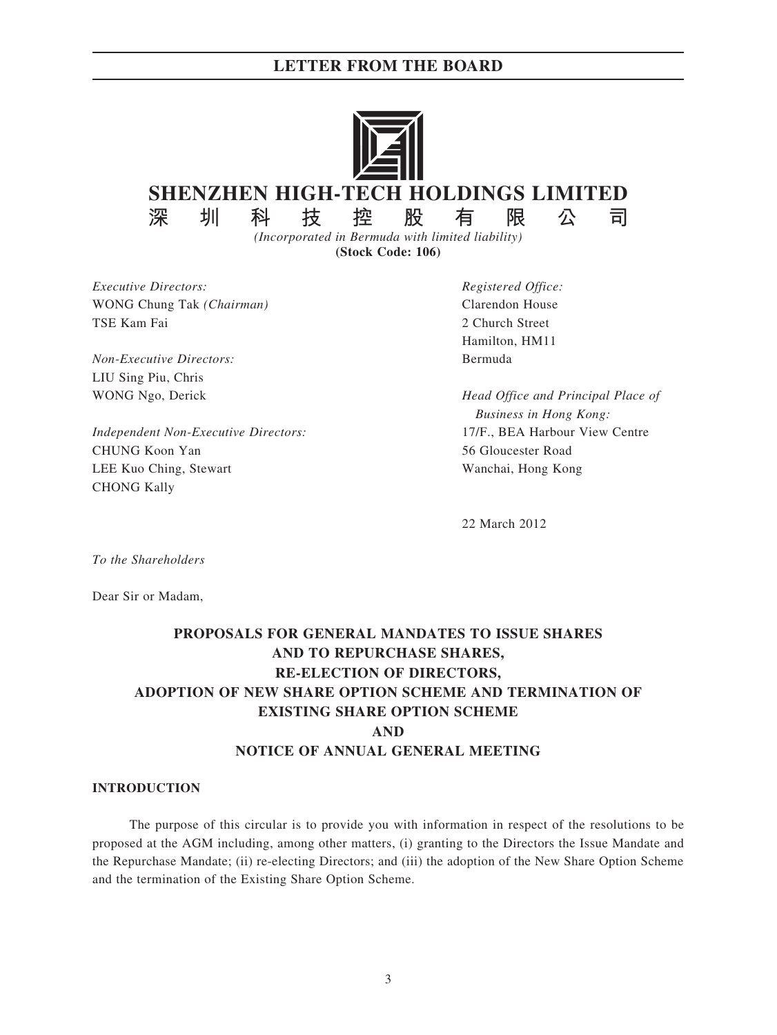# SHENZHEN HIGH-TECH HOLDINGS LIMITED
# 深圳科技控股有限公司

*(Incorporated in Bermuda with limited liability)*

**(Stock Code: 106)**

*Executive Directors:*
WONG Chung Tak *(Chairman)*
TSE Kam Fai

*Non-Executive Directors:*
LIU Sing Piu, Chris
WONG Ngo, Derick

*Independent Non-Executive Directors:*
CHUNG Koon Yan
LEE Kuo Ching, Stewart
CHONG Kally

*Registered Office:*
Clarendon House
2 Church Street
Hamilton, HM11
Bermuda

*Head Office and Principal Place of Business in Hong Kong:*
17/F., BEA Harbour View Centre
56 Gloucester Road
Wanchai, Hong Kong

22 March 2012

*To the Shareholders*

Dear Sir or Madam,

## PROPOSALS FOR GENERAL MANDATES TO ISSUE SHARES AND TO REPURCHASE SHARES, RE-ELECTION OF DIRECTORS, ADOPTION OF NEW SHARE OPTION SCHEME AND TERMINATION OF EXISTING SHARE OPTION SCHEME AND NOTICE OF ANNUAL GENERAL MEETING

### INTRODUCTION

The purpose of this circular is to provide you with information in respect of the resolutions to be proposed at the AGM including, among other matters, (i) granting to the Directors the Issue Mandate and the Repurchase Mandate; (ii) re-electing Directors; and (iii) the adoption of the New Share Option Scheme and the termination of the Existing Share Option Scheme.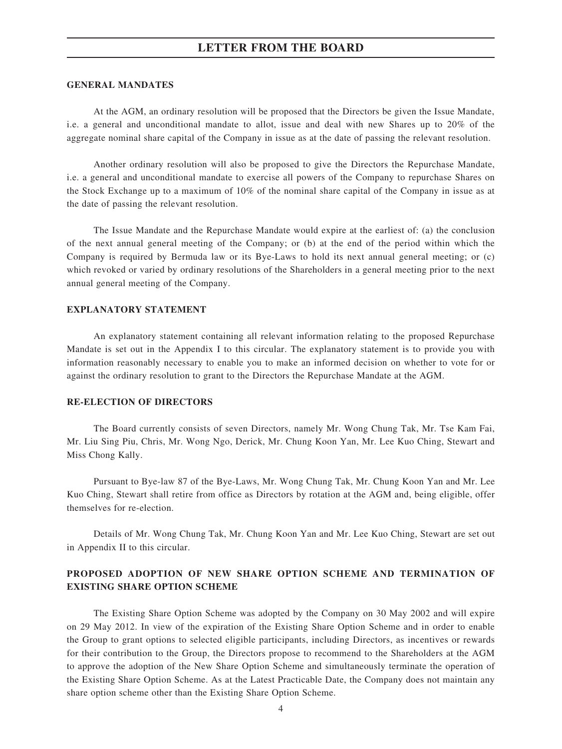## GENERAL MANDATES

At the AGM, an ordinary resolution will be proposed that the Directors be given the Issue Mandate, i.e. a general and unconditional mandate to allot, issue and deal with new Shares up to 20% of the aggregate nominal share capital of the Company in issue as at the date of passing the relevant resolution.

Another ordinary resolution will also be proposed to give the Directors the Repurchase Mandate, i.e. a general and unconditional mandate to exercise all powers of the Company to repurchase Shares on the Stock Exchange up to a maximum of 10% of the nominal share capital of the Company in issue as at the date of passing the relevant resolution.

The Issue Mandate and the Repurchase Mandate would expire at the earliest of: (a) the conclusion of the next annual general meeting of the Company; or (b) at the end of the period within which the Company is required by Bermuda law or its Bye-Laws to hold its next annual general meeting; or (c) which revoked or varied by ordinary resolutions of the Shareholders in a general meeting prior to the next annual general meeting of the Company.

## EXPLANATORY STATEMENT

An explanatory statement containing all relevant information relating to the proposed Repurchase Mandate is set out in the Appendix I to this circular. The explanatory statement is to provide you with information reasonably necessary to enable you to make an informed decision on whether to vote for or against the ordinary resolution to grant to the Directors the Repurchase Mandate at the AGM.

## RE-ELECTION OF DIRECTORS

The Board currently consists of seven Directors, namely Mr. Wong Chung Tak, Mr. Tse Kam Fai, Mr. Liu Sing Piu, Chris, Mr. Wong Ngo, Derick, Mr. Chung Koon Yan, Mr. Lee Kuo Ching, Stewart and Miss Chong Kally.

Pursuant to Bye-law 87 of the Bye-Laws, Mr. Wong Chung Tak, Mr. Chung Koon Yan and Mr. Lee Kuo Ching, Stewart shall retire from office as Directors by rotation at the AGM and, being eligible, offer themselves for re-election.

Details of Mr. Wong Chung Tak, Mr. Chung Koon Yan and Mr. Lee Kuo Ching, Stewart are set out in Appendix II to this circular.

## PROPOSED ADOPTION OF NEW SHARE OPTION SCHEME AND TERMINATION OF EXISTING SHARE OPTION SCHEME

The Existing Share Option Scheme was adopted by the Company on 30 May 2002 and will expire on 29 May 2012. In view of the expiration of the Existing Share Option Scheme and in order to enable the Group to grant options to selected eligible participants, including Directors, as incentives or rewards for their contribution to the Group, the Directors propose to recommend to the Shareholders at the AGM to approve the adoption of the New Share Option Scheme and simultaneously terminate the operation of the Existing Share Option Scheme. As at the Latest Practicable Date, the Company does not maintain any share option scheme other than the Existing Share Option Scheme.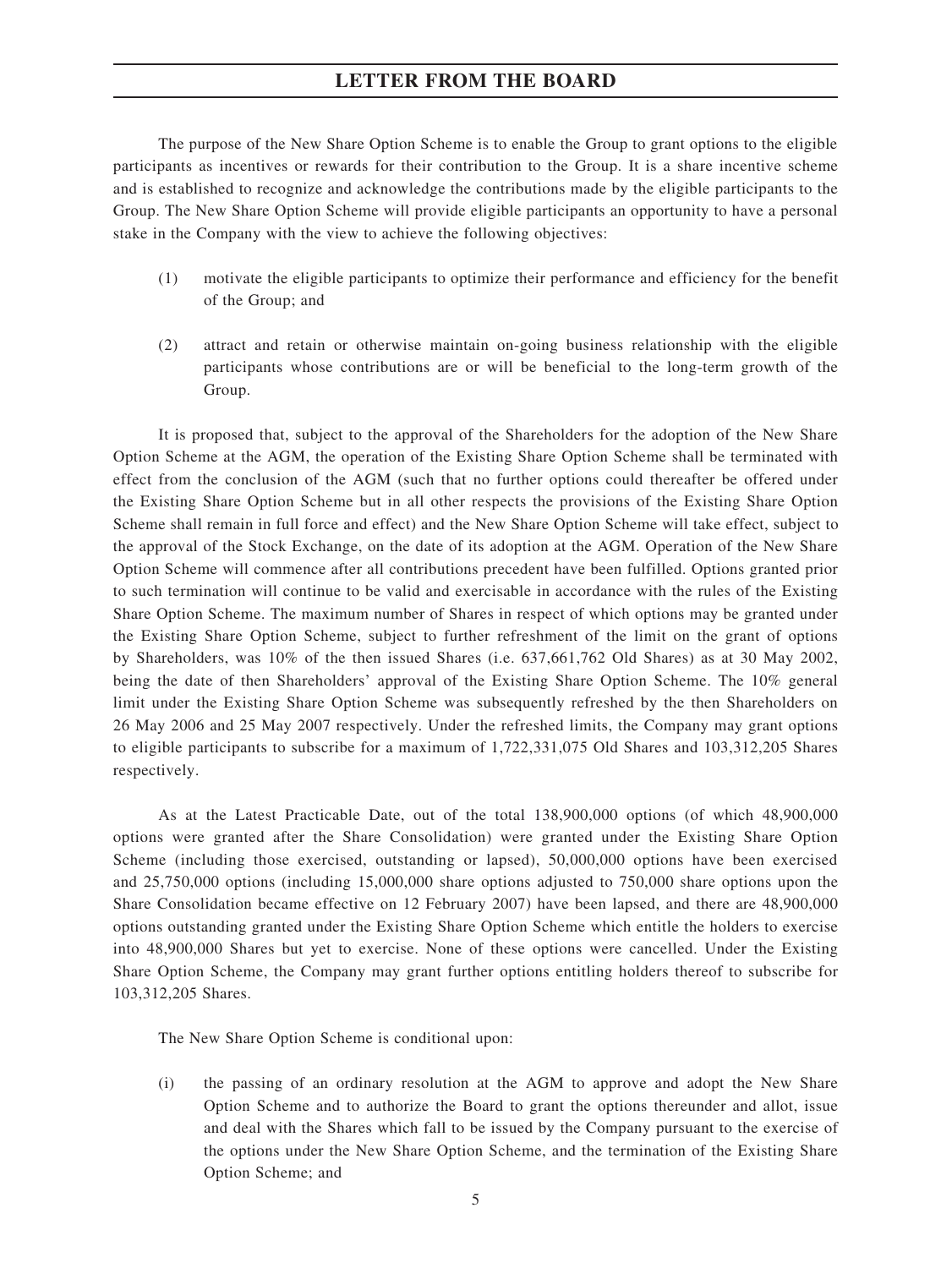The purpose of the New Share Option Scheme is to enable the Group to grant options to the eligible participants as incentives or rewards for their contribution to the Group. It is a share incentive scheme and is established to recognize and acknowledge the contributions made by the eligible participants to the Group. The New Share Option Scheme will provide eligible participants an opportunity to have a personal stake in the Company with the view to achieve the following objectives:

(1) motivate the eligible participants to optimize their performance and efficiency for the benefit of the Group; and

(2) attract and retain or otherwise maintain on-going business relationship with the eligible participants whose contributions are or will be beneficial to the long-term growth of the Group.

It is proposed that, subject to the approval of the Shareholders for the adoption of the New Share Option Scheme at the AGM, the operation of the Existing Share Option Scheme shall be terminated with effect from the conclusion of the AGM (such that no further options could thereafter be offered under the Existing Share Option Scheme but in all other respects the provisions of the Existing Share Option Scheme shall remain in full force and effect) and the New Share Option Scheme will take effect, subject to the approval of the Stock Exchange, on the date of its adoption at the AGM. Operation of the New Share Option Scheme will commence after all contributions precedent have been fulfilled. Options granted prior to such termination will continue to be valid and exercisable in accordance with the rules of the Existing Share Option Scheme. The maximum number of Shares in respect of which options may be granted under the Existing Share Option Scheme, subject to further refreshment of the limit on the grant of options by Shareholders, was 10% of the then issued Shares (i.e. 637,661,762 Old Shares) as at 30 May 2002, being the date of then Shareholders' approval of the Existing Share Option Scheme. The 10% general limit under the Existing Share Option Scheme was subsequently refreshed by the then Shareholders on 26 May 2006 and 25 May 2007 respectively. Under the refreshed limits, the Company may grant options to eligible participants to subscribe for a maximum of 1,722,331,075 Old Shares and 103,312,205 Shares respectively.

As at the Latest Practicable Date, out of the total 138,900,000 options (of which 48,900,000 options were granted after the Share Consolidation) were granted under the Existing Share Option Scheme (including those exercised, outstanding or lapsed), 50,000,000 options have been exercised and 25,750,000 options (including 15,000,000 share options adjusted to 750,000 share options upon the Share Consolidation became effective on 12 February 2007) have been lapsed, and there are 48,900,000 options outstanding granted under the Existing Share Option Scheme which entitle the holders to exercise into 48,900,000 Shares but yet to exercise. None of these options were cancelled. Under the Existing Share Option Scheme, the Company may grant further options entitling holders thereof to subscribe for 103,312,205 Shares.

The New Share Option Scheme is conditional upon:

(i) the passing of an ordinary resolution at the AGM to approve and adopt the New Share Option Scheme and to authorize the Board to grant the options thereunder and allot, issue and deal with the Shares which fall to be issued by the Company pursuant to the exercise of the options under the New Share Option Scheme, and the termination of the Existing Share Option Scheme; and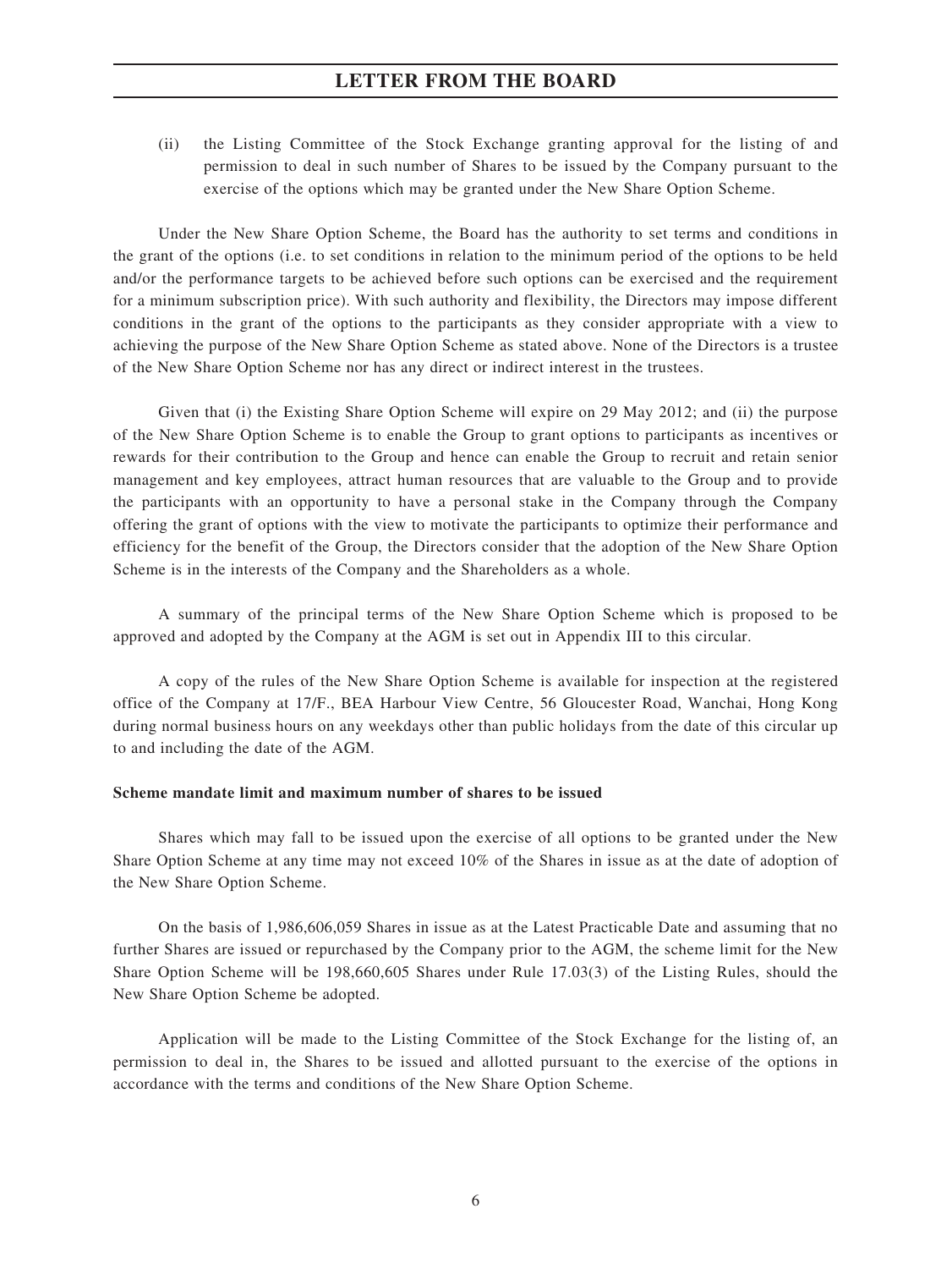(ii) the Listing Committee of the Stock Exchange granting approval for the listing of and permission to deal in such number of Shares to be issued by the Company pursuant to the exercise of the options which may be granted under the New Share Option Scheme.

Under the New Share Option Scheme, the Board has the authority to set terms and conditions in the grant of the options (i.e. to set conditions in relation to the minimum period of the options to be held and/or the performance targets to be achieved before such options can be exercised and the requirement for a minimum subscription price). With such authority and flexibility, the Directors may impose different conditions in the grant of the options to the participants as they consider appropriate with a view to achieving the purpose of the New Share Option Scheme as stated above. None of the Directors is a trustee of the New Share Option Scheme nor has any direct or indirect interest in the trustees.

Given that (i) the Existing Share Option Scheme will expire on 29 May 2012; and (ii) the purpose of the New Share Option Scheme is to enable the Group to grant options to participants as incentives or rewards for their contribution to the Group and hence can enable the Group to recruit and retain senior management and key employees, attract human resources that are valuable to the Group and to provide the participants with an opportunity to have a personal stake in the Company through the Company offering the grant of options with the view to motivate the participants to optimize their performance and efficiency for the benefit of the Group, the Directors consider that the adoption of the New Share Option Scheme is in the interests of the Company and the Shareholders as a whole.

A summary of the principal terms of the New Share Option Scheme which is proposed to be approved and adopted by the Company at the AGM is set out in Appendix III to this circular.

A copy of the rules of the New Share Option Scheme is available for inspection at the registered office of the Company at 17/F., BEA Harbour View Centre, 56 Gloucester Road, Wanchai, Hong Kong during normal business hours on any weekdays other than public holidays from the date of this circular up to and including the date of the AGM.

**Scheme mandate limit and maximum number of shares to be issued**

Shares which may fall to be issued upon the exercise of all options to be granted under the New Share Option Scheme at any time may not exceed 10% of the Shares in issue as at the date of adoption of the New Share Option Scheme.

On the basis of 1,986,606,059 Shares in issue as at the Latest Practicable Date and assuming that no further Shares are issued or repurchased by the Company prior to the AGM, the scheme limit for the New Share Option Scheme will be 198,660,605 Shares under Rule 17.03(3) of the Listing Rules, should the New Share Option Scheme be adopted.

Application will be made to the Listing Committee of the Stock Exchange for the listing of, an permission to deal in, the Shares to be issued and allotted pursuant to the exercise of the options in accordance with the terms and conditions of the New Share Option Scheme.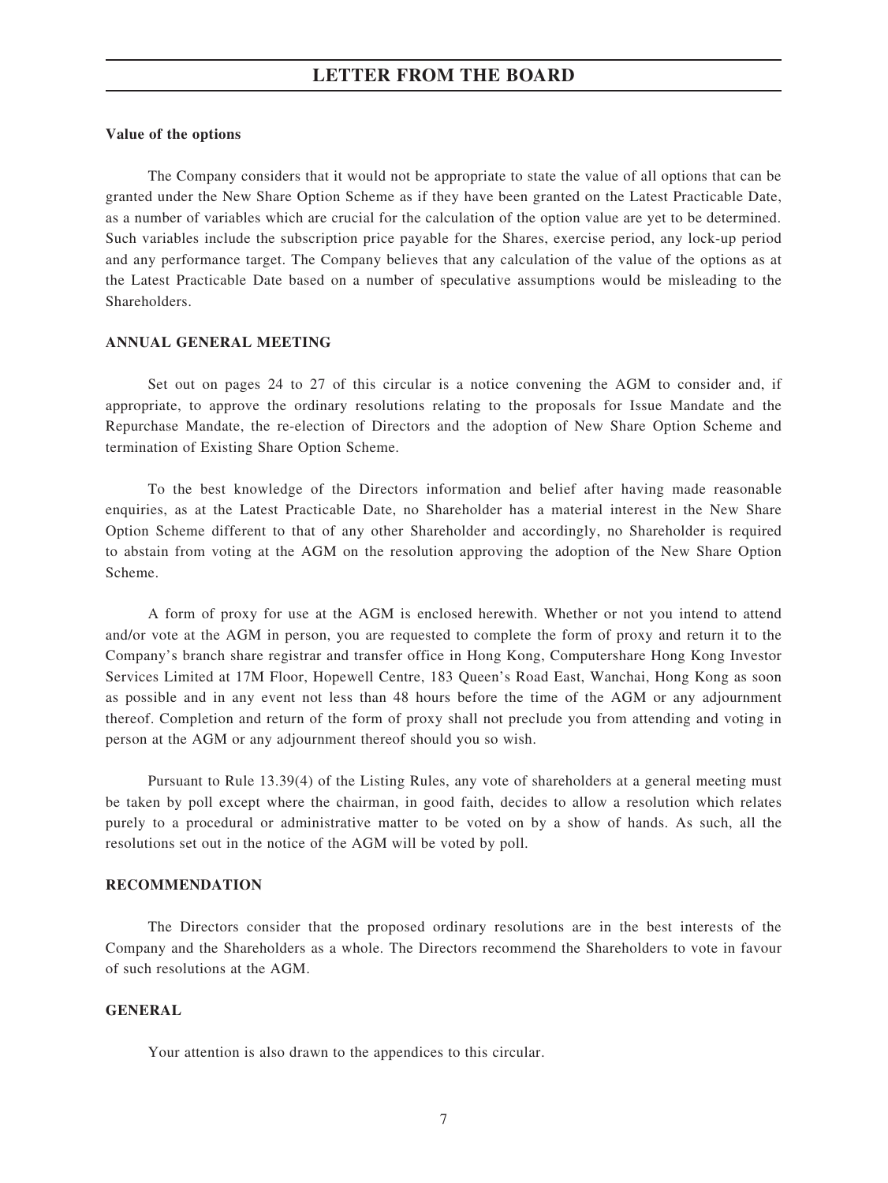**Value of the options**

The Company considers that it would not be appropriate to state the value of all options that can be granted under the New Share Option Scheme as if they have been granted on the Latest Practicable Date, as a number of variables which are crucial for the calculation of the option value are yet to be determined. Such variables include the subscription price payable for the Shares, exercise period, any lock-up period and any performance target. The Company believes that any calculation of the value of the options as at the Latest Practicable Date based on a number of speculative assumptions would be misleading to the Shareholders.

**ANNUAL GENERAL MEETING**

Set out on pages 24 to 27 of this circular is a notice convening the AGM to consider and, if appropriate, to approve the ordinary resolutions relating to the proposals for Issue Mandate and the Repurchase Mandate, the re-election of Directors and the adoption of New Share Option Scheme and termination of Existing Share Option Scheme.

To the best knowledge of the Directors information and belief after having made reasonable enquiries, as at the Latest Practicable Date, no Shareholder has a material interest in the New Share Option Scheme different to that of any other Shareholder and accordingly, no Shareholder is required to abstain from voting at the AGM on the resolution approving the adoption of the New Share Option Scheme.

A form of proxy for use at the AGM is enclosed herewith. Whether or not you intend to attend and/or vote at the AGM in person, you are requested to complete the form of proxy and return it to the Company's branch share registrar and transfer office in Hong Kong, Computershare Hong Kong Investor Services Limited at 17M Floor, Hopewell Centre, 183 Queen's Road East, Wanchai, Hong Kong as soon as possible and in any event not less than 48 hours before the time of the AGM or any adjournment thereof. Completion and return of the form of proxy shall not preclude you from attending and voting in person at the AGM or any adjournment thereof should you so wish.

Pursuant to Rule 13.39(4) of the Listing Rules, any vote of shareholders at a general meeting must be taken by poll except where the chairman, in good faith, decides to allow a resolution which relates purely to a procedural or administrative matter to be voted on by a show of hands. As such, all the resolutions set out in the notice of the AGM will be voted by poll.

**RECOMMENDATION**

The Directors consider that the proposed ordinary resolutions are in the best interests of the Company and the Shareholders as a whole. The Directors recommend the Shareholders to vote in favour of such resolutions at the AGM.

**GENERAL**

Your attention is also drawn to the appendices to this circular.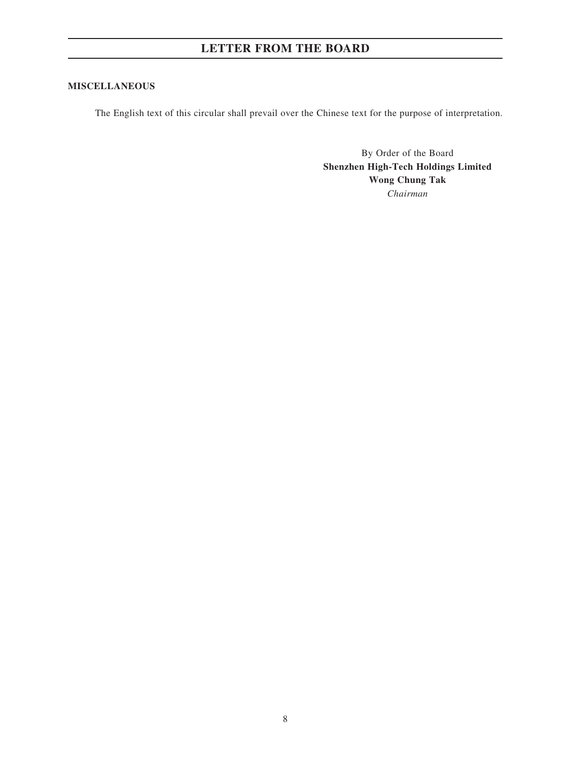**MISCELLANEOUS**

The English text of this circular shall prevail over the Chinese text for the purpose of interpretation.

By Order of the Board
**Shenzhen High-Tech Holdings Limited**
**Wong Chung Tak**
*Chairman*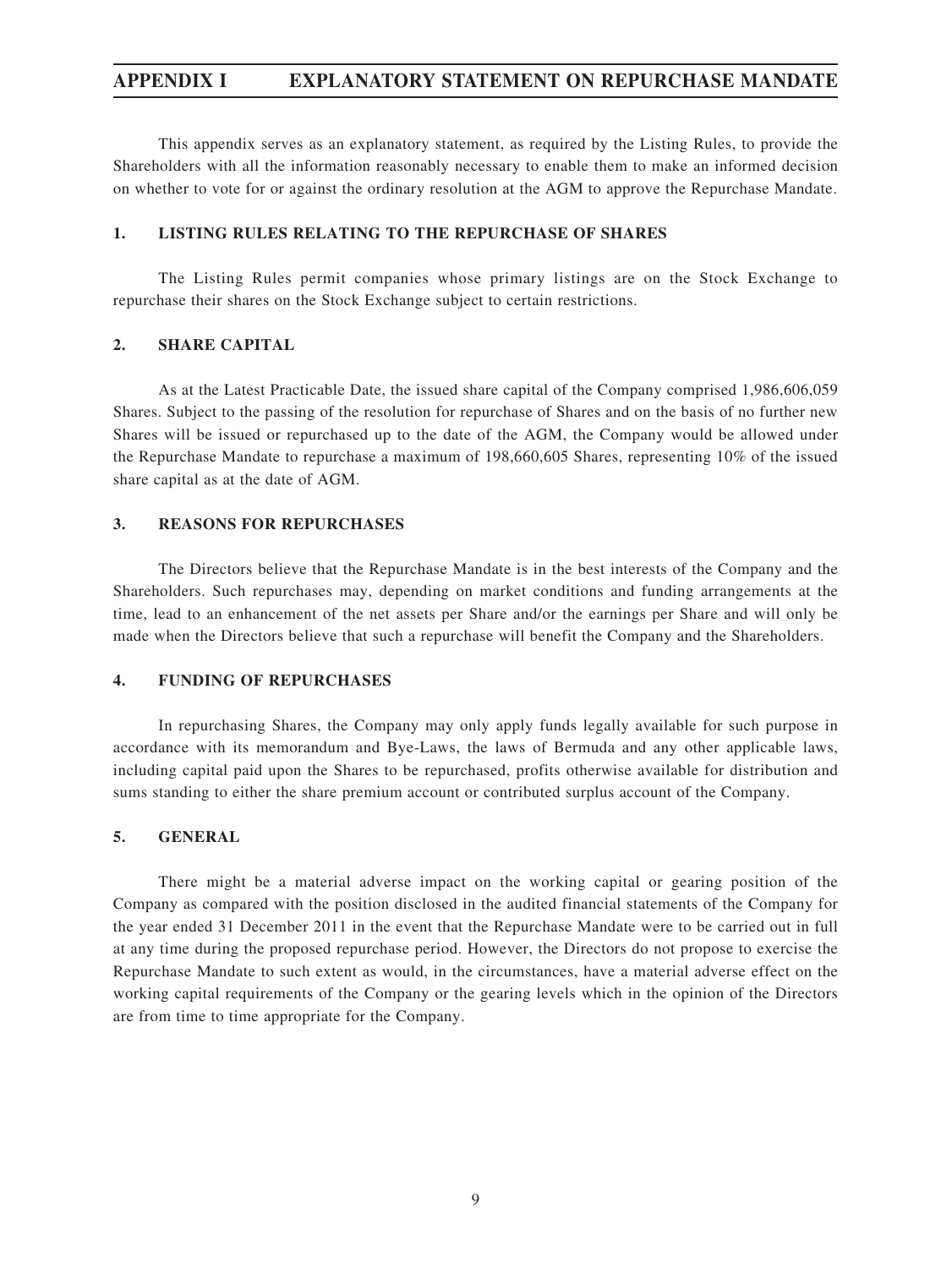# APPENDIX I EXPLANATORY STATEMENT ON REPURCHASE MANDATE

This appendix serves as an explanatory statement, as required by the Listing Rules, to provide the Shareholders with all the information reasonably necessary to enable them to make an informed decision on whether to vote for or against the ordinary resolution at the AGM to approve the Repurchase Mandate.

## 1. LISTING RULES RELATING TO THE REPURCHASE OF SHARES

The Listing Rules permit companies whose primary listings are on the Stock Exchange to repurchase their shares on the Stock Exchange subject to certain restrictions.

## 2. SHARE CAPITAL

As at the Latest Practicable Date, the issued share capital of the Company comprised 1,986,606,059 Shares. Subject to the passing of the resolution for repurchase of Shares and on the basis of no further new Shares will be issued or repurchased up to the date of the AGM, the Company would be allowed under the Repurchase Mandate to repurchase a maximum of 198,660,605 Shares, representing 10% of the issued share capital as at the date of AGM.

## 3. REASONS FOR REPURCHASES

The Directors believe that the Repurchase Mandate is in the best interests of the Company and the Shareholders. Such repurchases may, depending on market conditions and funding arrangements at the time, lead to an enhancement of the net assets per Share and/or the earnings per Share and will only be made when the Directors believe that such a repurchase will benefit the Company and the Shareholders.

## 4. FUNDING OF REPURCHASES

In repurchasing Shares, the Company may only apply funds legally available for such purpose in accordance with its memorandum and Bye-Laws, the laws of Bermuda and any other applicable laws, including capital paid upon the Shares to be repurchased, profits otherwise available for distribution and sums standing to either the share premium account or contributed surplus account of the Company.

## 5. GENERAL

There might be a material adverse impact on the working capital or gearing position of the Company as compared with the position disclosed in the audited financial statements of the Company for the year ended 31 December 2011 in the event that the Repurchase Mandate were to be carried out in full at any time during the proposed repurchase period. However, the Directors do not propose to exercise the Repurchase Mandate to such extent as would, in the circumstances, have a material adverse effect on the working capital requirements of the Company or the gearing levels which in the opinion of the Directors are from time to time appropriate for the Company.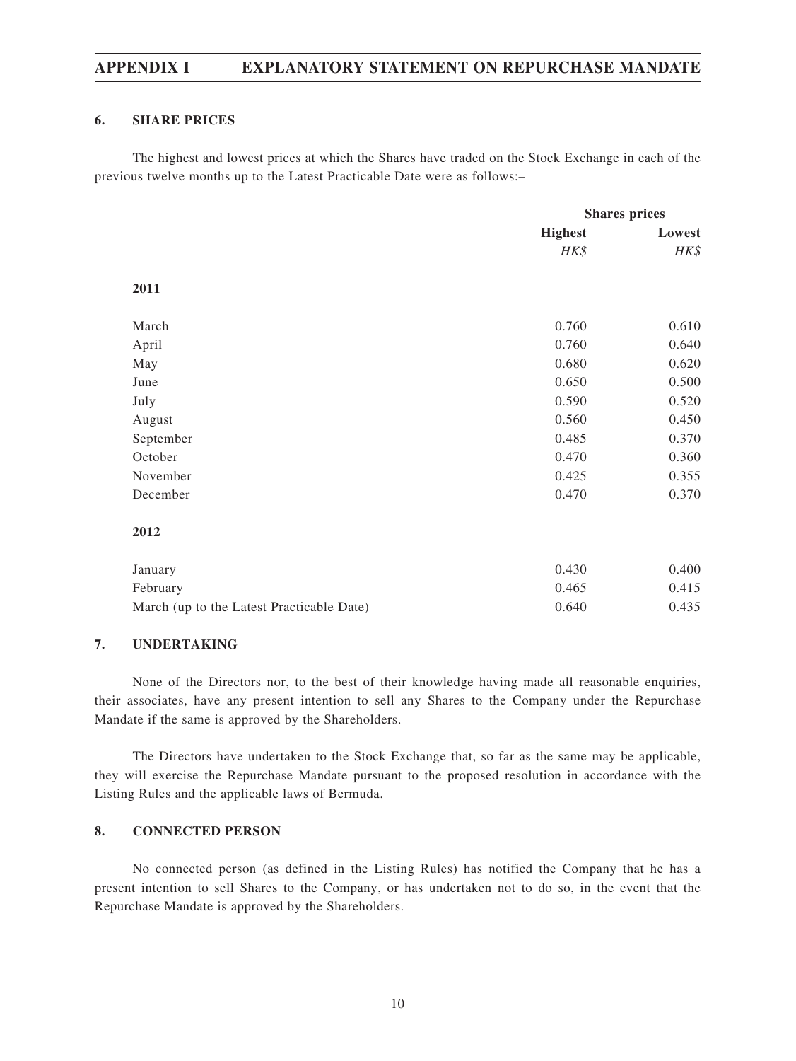### 6. SHARE PRICES

The highest and lowest prices at which the Shares have traded on the Stock Exchange in each of the previous twelve months up to the Latest Practicable Date were as follows:–

| | Shares prices | |
|---|---|---|
| | **Highest** | **Lowest** |
| | *HK$* | *HK$* |
| **2011** | | |
| March | 0.760 | 0.610 |
| April | 0.760 | 0.640 |
| May | 0.680 | 0.620 |
| June | 0.650 | 0.500 |
| July | 0.590 | 0.520 |
| August | 0.560 | 0.450 |
| September | 0.485 | 0.370 |
| October | 0.470 | 0.360 |
| November | 0.425 | 0.355 |
| December | 0.470 | 0.370 |
| **2012** | | |
| January | 0.430 | 0.400 |
| February | 0.465 | 0.415 |
| March (up to the Latest Practicable Date) | 0.640 | 0.435 |

### 7. UNDERTAKING

None of the Directors nor, to the best of their knowledge having made all reasonable enquiries, their associates, have any present intention to sell any Shares to the Company under the Repurchase Mandate if the same is approved by the Shareholders.

The Directors have undertaken to the Stock Exchange that, so far as the same may be applicable, they will exercise the Repurchase Mandate pursuant to the proposed resolution in accordance with the Listing Rules and the applicable laws of Bermuda.

### 8. CONNECTED PERSON

No connected person (as defined in the Listing Rules) has notified the Company that he has a present intention to sell Shares to the Company, or has undertaken not to do so, in the event that the Repurchase Mandate is approved by the Shareholders.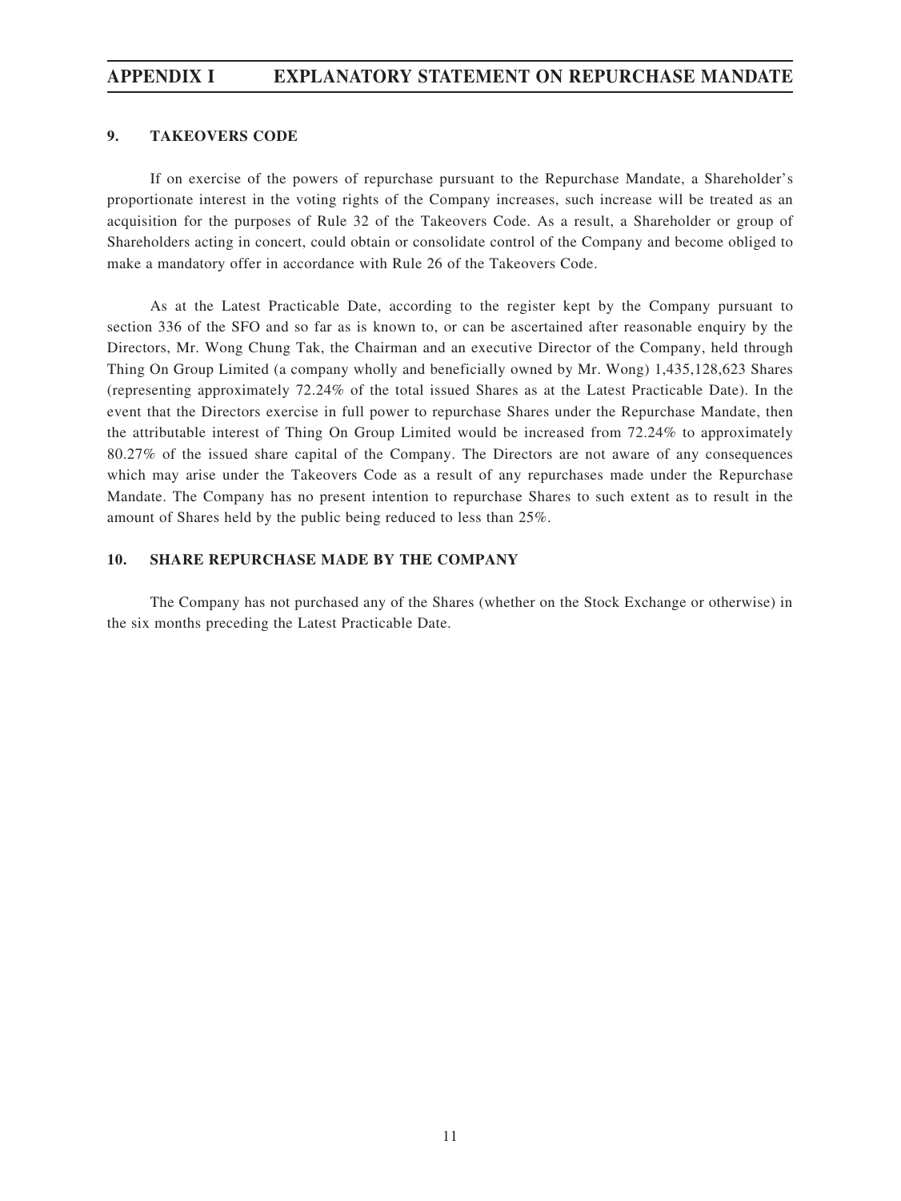## 9. TAKEOVERS CODE

If on exercise of the powers of repurchase pursuant to the Repurchase Mandate, a Shareholder's proportionate interest in the voting rights of the Company increases, such increase will be treated as an acquisition for the purposes of Rule 32 of the Takeovers Code. As a result, a Shareholder or group of Shareholders acting in concert, could obtain or consolidate control of the Company and become obliged to make a mandatory offer in accordance with Rule 26 of the Takeovers Code.

As at the Latest Practicable Date, according to the register kept by the Company pursuant to section 336 of the SFO and so far as is known to, or can be ascertained after reasonable enquiry by the Directors, Mr. Wong Chung Tak, the Chairman and an executive Director of the Company, held through Thing On Group Limited (a company wholly and beneficially owned by Mr. Wong) 1,435,128,623 Shares (representing approximately 72.24% of the total issued Shares as at the Latest Practicable Date). In the event that the Directors exercise in full power to repurchase Shares under the Repurchase Mandate, then the attributable interest of Thing On Group Limited would be increased from 72.24% to approximately 80.27% of the issued share capital of the Company. The Directors are not aware of any consequences which may arise under the Takeovers Code as a result of any repurchases made under the Repurchase Mandate. The Company has no present intention to repurchase Shares to such extent as to result in the amount of Shares held by the public being reduced to less than 25%.

## 10. SHARE REPURCHASE MADE BY THE COMPANY

The Company has not purchased any of the Shares (whether on the Stock Exchange or otherwise) in the six months preceding the Latest Practicable Date.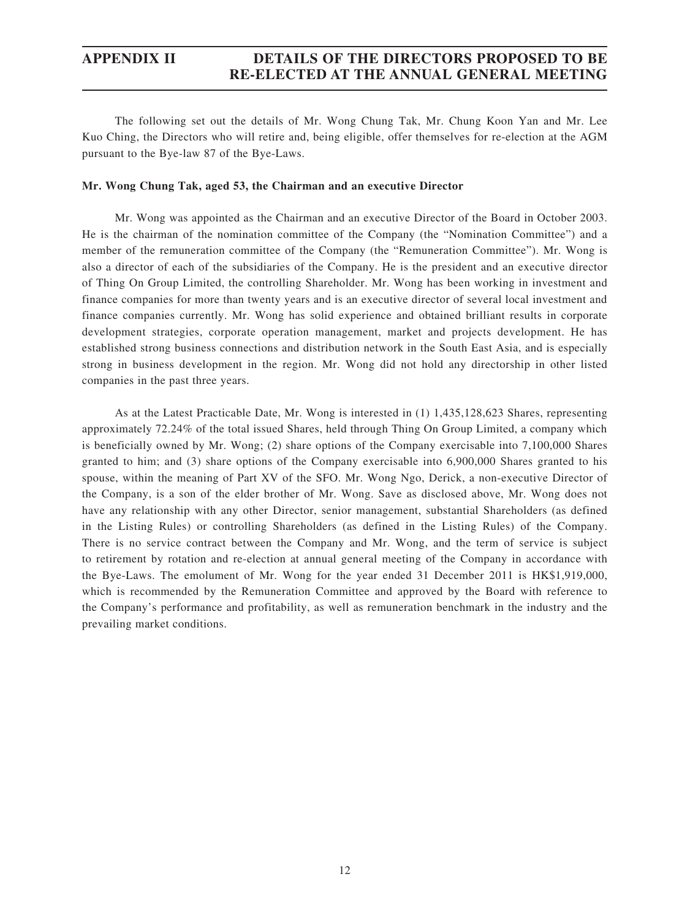# APPENDIX II DETAILS OF THE DIRECTORS PROPOSED TO BE RE-ELECTED AT THE ANNUAL GENERAL MEETING

The following set out the details of Mr. Wong Chung Tak, Mr. Chung Koon Yan and Mr. Lee Kuo Ching, the Directors who will retire and, being eligible, offer themselves for re-election at the AGM pursuant to the Bye-law 87 of the Bye-Laws.

**Mr. Wong Chung Tak, aged 53, the Chairman and an executive Director**

Mr. Wong was appointed as the Chairman and an executive Director of the Board in October 2003. He is the chairman of the nomination committee of the Company (the "Nomination Committee") and a member of the remuneration committee of the Company (the "Remuneration Committee"). Mr. Wong is also a director of each of the subsidiaries of the Company. He is the president and an executive director of Thing On Group Limited, the controlling Shareholder. Mr. Wong has been working in investment and finance companies for more than twenty years and is an executive director of several local investment and finance companies currently. Mr. Wong has solid experience and obtained brilliant results in corporate development strategies, corporate operation management, market and projects development. He has established strong business connections and distribution network in the South East Asia, and is especially strong in business development in the region. Mr. Wong did not hold any directorship in other listed companies in the past three years.

As at the Latest Practicable Date, Mr. Wong is interested in (1) 1,435,128,623 Shares, representing approximately 72.24% of the total issued Shares, held through Thing On Group Limited, a company which is beneficially owned by Mr. Wong; (2) share options of the Company exercisable into 7,100,000 Shares granted to him; and (3) share options of the Company exercisable into 6,900,000 Shares granted to his spouse, within the meaning of Part XV of the SFO. Mr. Wong Ngo, Derick, a non-executive Director of the Company, is a son of the elder brother of Mr. Wong. Save as disclosed above, Mr. Wong does not have any relationship with any other Director, senior management, substantial Shareholders (as defined in the Listing Rules) or controlling Shareholders (as defined in the Listing Rules) of the Company. There is no service contract between the Company and Mr. Wong, and the term of service is subject to retirement by rotation and re-election at annual general meeting of the Company in accordance with the Bye-Laws. The emolument of Mr. Wong for the year ended 31 December 2011 is HK$1,919,000, which is recommended by the Remuneration Committee and approved by the Board with reference to the Company's performance and profitability, as well as remuneration benchmark in the industry and the prevailing market conditions.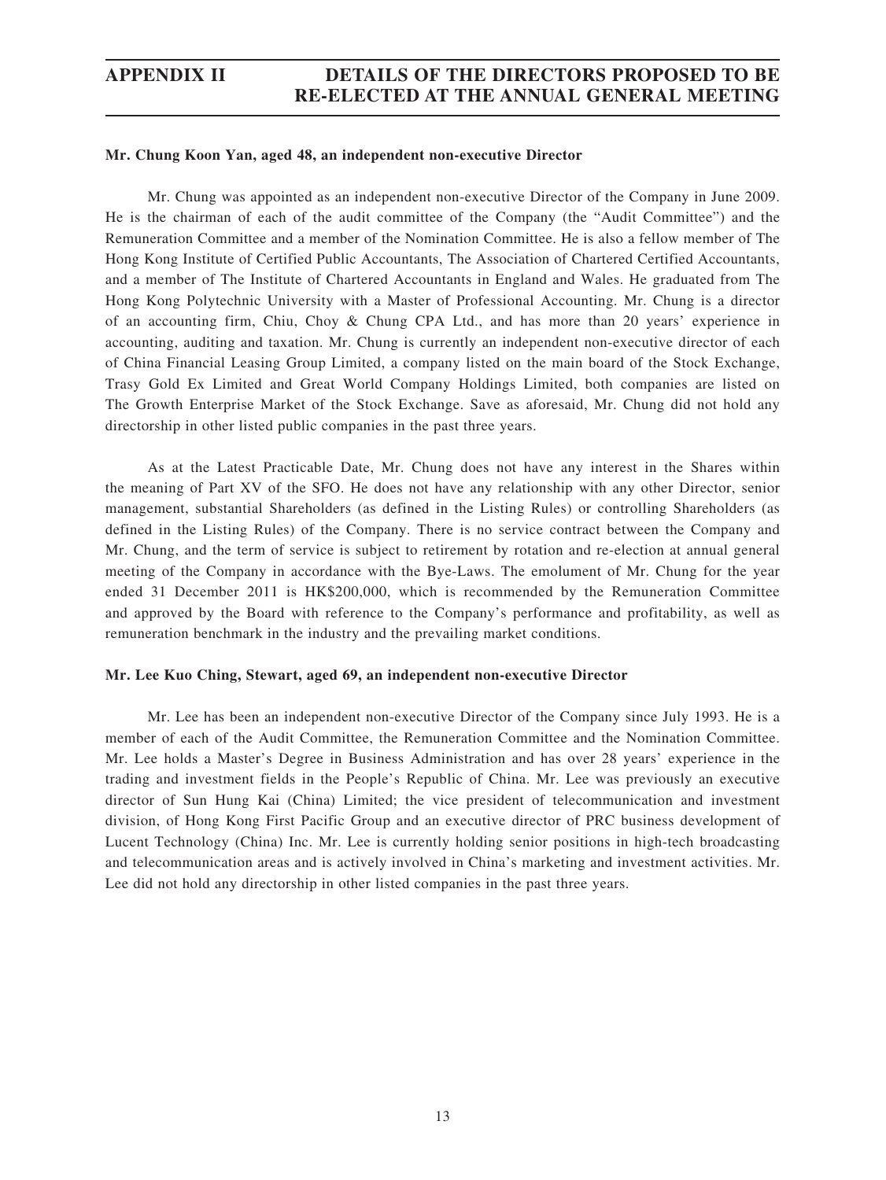**Mr. Chung Koon Yan, aged 48, an independent non-executive Director**

Mr. Chung was appointed as an independent non-executive Director of the Company in June 2009. He is the chairman of each of the audit committee of the Company (the "Audit Committee") and the Remuneration Committee and a member of the Nomination Committee. He is also a fellow member of The Hong Kong Institute of Certified Public Accountants, The Association of Chartered Certified Accountants, and a member of The Institute of Chartered Accountants in England and Wales. He graduated from The Hong Kong Polytechnic University with a Master of Professional Accounting. Mr. Chung is a director of an accounting firm, Chiu, Choy & Chung CPA Ltd., and has more than 20 years' experience in accounting, auditing and taxation. Mr. Chung is currently an independent non-executive director of each of China Financial Leasing Group Limited, a company listed on the main board of the Stock Exchange, Trasy Gold Ex Limited and Great World Company Holdings Limited, both companies are listed on The Growth Enterprise Market of the Stock Exchange. Save as aforesaid, Mr. Chung did not hold any directorship in other listed public companies in the past three years.

As at the Latest Practicable Date, Mr. Chung does not have any interest in the Shares within the meaning of Part XV of the SFO. He does not have any relationship with any other Director, senior management, substantial Shareholders (as defined in the Listing Rules) or controlling Shareholders (as defined in the Listing Rules) of the Company. There is no service contract between the Company and Mr. Chung, and the term of service is subject to retirement by rotation and re-election at annual general meeting of the Company in accordance with the Bye-Laws. The emolument of Mr. Chung for the year ended 31 December 2011 is HK$200,000, which is recommended by the Remuneration Committee and approved by the Board with reference to the Company's performance and profitability, as well as remuneration benchmark in the industry and the prevailing market conditions.

**Mr. Lee Kuo Ching, Stewart, aged 69, an independent non-executive Director**

Mr. Lee has been an independent non-executive Director of the Company since July 1993. He is a member of each of the Audit Committee, the Remuneration Committee and the Nomination Committee. Mr. Lee holds a Master's Degree in Business Administration and has over 28 years' experience in the trading and investment fields in the People's Republic of China. Mr. Lee was previously an executive director of Sun Hung Kai (China) Limited; the vice president of telecommunication and investment division, of Hong Kong First Pacific Group and an executive director of PRC business development of Lucent Technology (China) Inc. Mr. Lee is currently holding senior positions in high-tech broadcasting and telecommunication areas and is actively involved in China's marketing and investment activities. Mr. Lee did not hold any directorship in other listed companies in the past three years.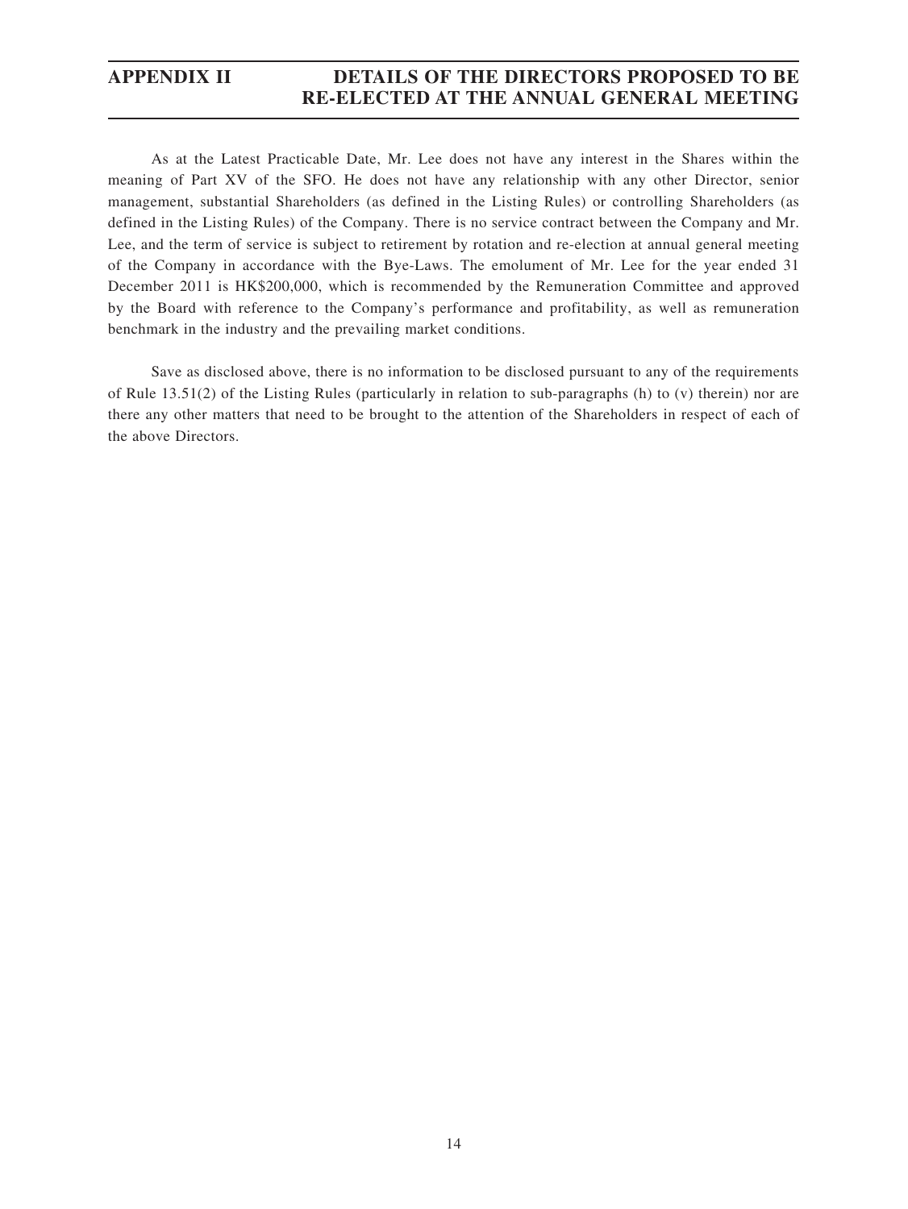As at the Latest Practicable Date, Mr. Lee does not have any interest in the Shares within the meaning of Part XV of the SFO. He does not have any relationship with any other Director, senior management, substantial Shareholders (as defined in the Listing Rules) or controlling Shareholders (as defined in the Listing Rules) of the Company. There is no service contract between the Company and Mr. Lee, and the term of service is subject to retirement by rotation and re-election at annual general meeting of the Company in accordance with the Bye-Laws. The emolument of Mr. Lee for the year ended 31 December 2011 is HK$200,000, which is recommended by the Remuneration Committee and approved by the Board with reference to the Company's performance and profitability, as well as remuneration benchmark in the industry and the prevailing market conditions.

Save as disclosed above, there is no information to be disclosed pursuant to any of the requirements of Rule 13.51(2) of the Listing Rules (particularly in relation to sub-paragraphs (h) to (v) therein) nor are there any other matters that need to be brought to the attention of the Shareholders in respect of each of the above Directors.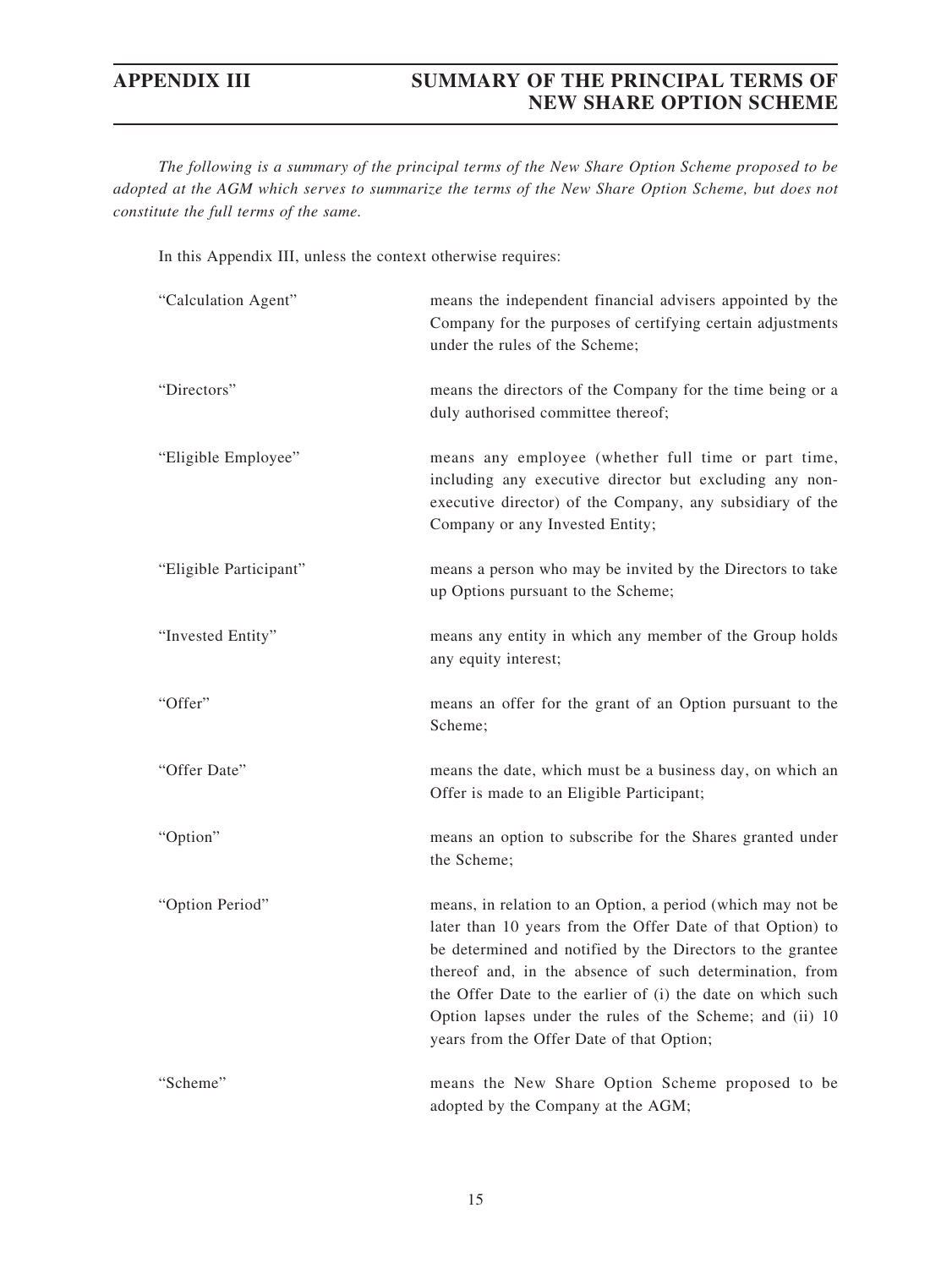# APPENDIX III — SUMMARY OF THE PRINCIPAL TERMS OF NEW SHARE OPTION SCHEME

*The following is a summary of the principal terms of the New Share Option Scheme proposed to be adopted at the AGM which serves to summarize the terms of the New Share Option Scheme, but does not constitute the full terms of the same.*

In this Appendix III, unless the context otherwise requires:

| | |
|---|---|
| "Calculation Agent" | means the independent financial advisers appointed by the Company for the purposes of certifying certain adjustments under the rules of the Scheme; |
| "Directors" | means the directors of the Company for the time being or a duly authorised committee thereof; |
| "Eligible Employee" | means any employee (whether full time or part time, including any executive director but excluding any non-executive director) of the Company, any subsidiary of the Company or any Invested Entity; |
| "Eligible Participant" | means a person who may be invited by the Directors to take up Options pursuant to the Scheme; |
| "Invested Entity" | means any entity in which any member of the Group holds any equity interest; |
| "Offer" | means an offer for the grant of an Option pursuant to the Scheme; |
| "Offer Date" | means the date, which must be a business day, on which an Offer is made to an Eligible Participant; |
| "Option" | means an option to subscribe for the Shares granted under the Scheme; |
| "Option Period" | means, in relation to an Option, a period (which may not be later than 10 years from the Offer Date of that Option) to be determined and notified by the Directors to the grantee thereof and, in the absence of such determination, from the Offer Date to the earlier of (i) the date on which such Option lapses under the rules of the Scheme; and (ii) 10 years from the Offer Date of that Option; |
| "Scheme" | means the New Share Option Scheme proposed to be adopted by the Company at the AGM; |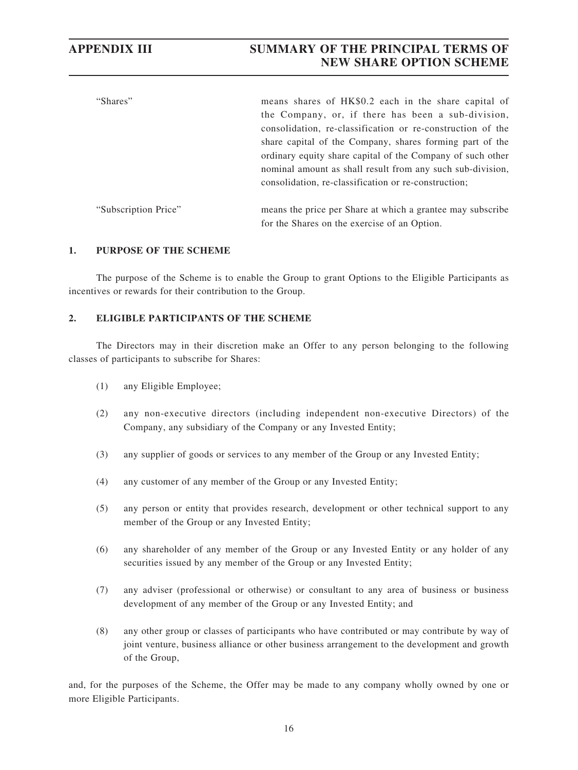| | |
|---|---|
| "Shares" | means shares of HK$0.2 each in the share capital of the Company, or, if there has been a sub-division, consolidation, re-classification or re-construction of the share capital of the Company, shares forming part of the ordinary equity share capital of the Company of such other nominal amount as shall result from any such sub-division, consolidation, re-classification or re-construction; |
| "Subscription Price" | means the price per Share at which a grantee may subscribe for the Shares on the exercise of an Option. |

## 1. PURPOSE OF THE SCHEME

The purpose of the Scheme is to enable the Group to grant Options to the Eligible Participants as incentives or rewards for their contribution to the Group.

## 2. ELIGIBLE PARTICIPANTS OF THE SCHEME

The Directors may in their discretion make an Offer to any person belonging to the following classes of participants to subscribe for Shares:

(1) any Eligible Employee;

(2) any non-executive directors (including independent non-executive Directors) of the Company, any subsidiary of the Company or any Invested Entity;

(3) any supplier of goods or services to any member of the Group or any Invested Entity;

(4) any customer of any member of the Group or any Invested Entity;

(5) any person or entity that provides research, development or other technical support to any member of the Group or any Invested Entity;

(6) any shareholder of any member of the Group or any Invested Entity or any holder of any securities issued by any member of the Group or any Invested Entity;

(7) any adviser (professional or otherwise) or consultant to any area of business or business development of any member of the Group or any Invested Entity; and

(8) any other group or classes of participants who have contributed or may contribute by way of joint venture, business alliance or other business arrangement to the development and growth of the Group,

and, for the purposes of the Scheme, the Offer may be made to any company wholly owned by one or more Eligible Participants.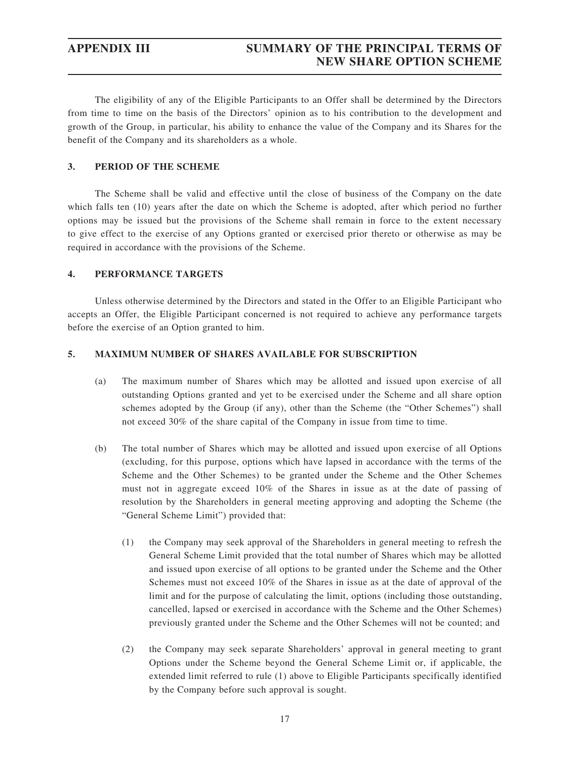The eligibility of any of the Eligible Participants to an Offer shall be determined by the Directors from time to time on the basis of the Directors' opinion as to his contribution to the development and growth of the Group, in particular, his ability to enhance the value of the Company and its Shares for the benefit of the Company and its shareholders as a whole.

### 3. PERIOD OF THE SCHEME

The Scheme shall be valid and effective until the close of business of the Company on the date which falls ten (10) years after the date on which the Scheme is adopted, after which period no further options may be issued but the provisions of the Scheme shall remain in force to the extent necessary to give effect to the exercise of any Options granted or exercised prior thereto or otherwise as may be required in accordance with the provisions of the Scheme.

### 4. PERFORMANCE TARGETS

Unless otherwise determined by the Directors and stated in the Offer to an Eligible Participant who accepts an Offer, the Eligible Participant concerned is not required to achieve any performance targets before the exercise of an Option granted to him.

### 5. MAXIMUM NUMBER OF SHARES AVAILABLE FOR SUBSCRIPTION

(a) The maximum number of Shares which may be allotted and issued upon exercise of all outstanding Options granted and yet to be exercised under the Scheme and all share option schemes adopted by the Group (if any), other than the Scheme (the "Other Schemes") shall not exceed 30% of the share capital of the Company in issue from time to time.

(b) The total number of Shares which may be allotted and issued upon exercise of all Options (excluding, for this purpose, options which have lapsed in accordance with the terms of the Scheme and the Other Schemes) to be granted under the Scheme and the Other Schemes must not in aggregate exceed 10% of the Shares in issue as at the date of passing of resolution by the Shareholders in general meeting approving and adopting the Scheme (the "General Scheme Limit") provided that:

(1) the Company may seek approval of the Shareholders in general meeting to refresh the General Scheme Limit provided that the total number of Shares which may be allotted and issued upon exercise of all options to be granted under the Scheme and the Other Schemes must not exceed 10% of the Shares in issue as at the date of approval of the limit and for the purpose of calculating the limit, options (including those outstanding, cancelled, lapsed or exercised in accordance with the Scheme and the Other Schemes) previously granted under the Scheme and the Other Schemes will not be counted; and

(2) the Company may seek separate Shareholders' approval in general meeting to grant Options under the Scheme beyond the General Scheme Limit or, if applicable, the extended limit referred to rule (1) above to Eligible Participants specifically identified by the Company before such approval is sought.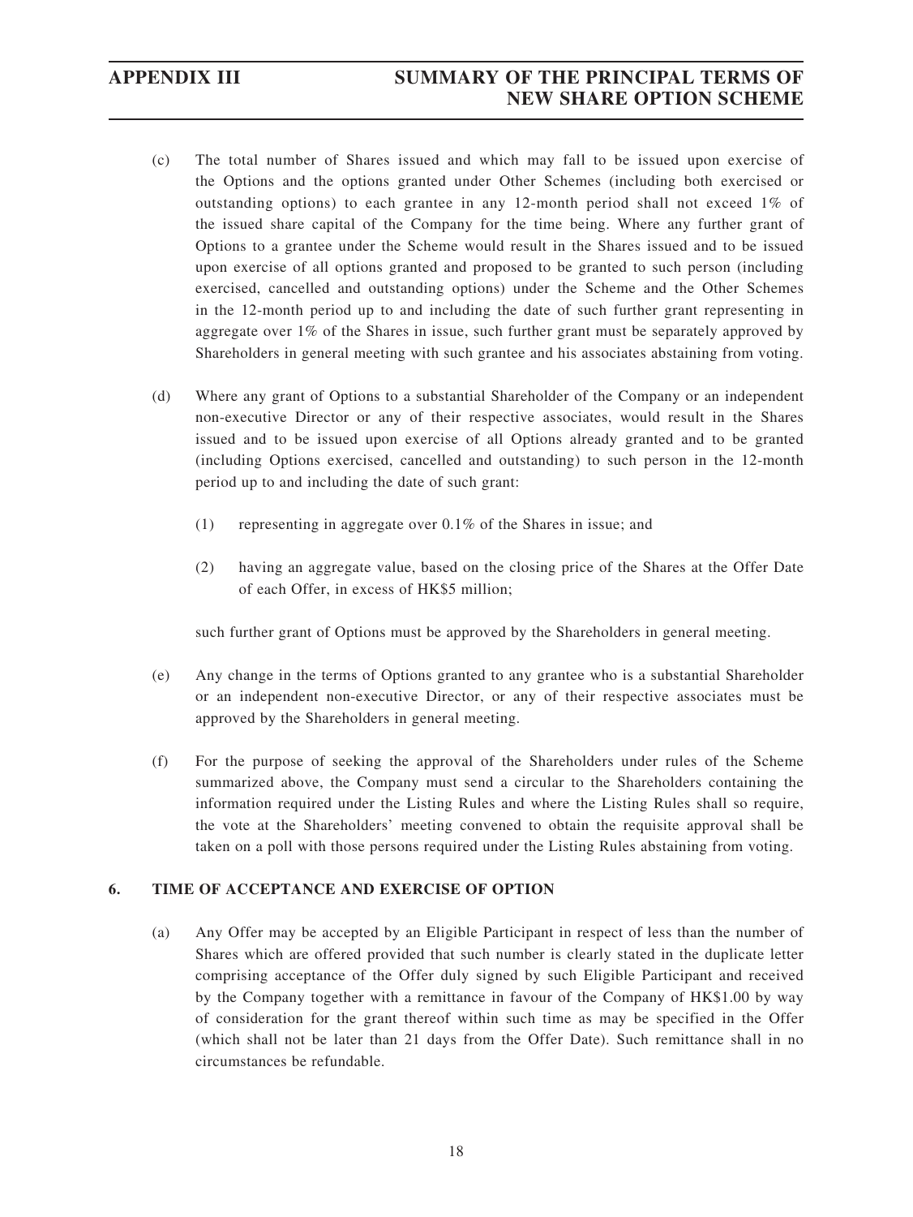(c) The total number of Shares issued and which may fall to be issued upon exercise of the Options and the options granted under Other Schemes (including both exercised or outstanding options) to each grantee in any 12-month period shall not exceed 1% of the issued share capital of the Company for the time being. Where any further grant of Options to a grantee under the Scheme would result in the Shares issued and to be issued upon exercise of all options granted and proposed to be granted to such person (including exercised, cancelled and outstanding options) under the Scheme and the Other Schemes in the 12-month period up to and including the date of such further grant representing in aggregate over 1% of the Shares in issue, such further grant must be separately approved by Shareholders in general meeting with such grantee and his associates abstaining from voting.

(d) Where any grant of Options to a substantial Shareholder of the Company or an independent non-executive Director or any of their respective associates, would result in the Shares issued and to be issued upon exercise of all Options already granted and to be granted (including Options exercised, cancelled and outstanding) to such person in the 12-month period up to and including the date of such grant:

(1) representing in aggregate over 0.1% of the Shares in issue; and

(2) having an aggregate value, based on the closing price of the Shares at the Offer Date of each Offer, in excess of HK$5 million;

such further grant of Options must be approved by the Shareholders in general meeting.

(e) Any change in the terms of Options granted to any grantee who is a substantial Shareholder or an independent non-executive Director, or any of their respective associates must be approved by the Shareholders in general meeting.

(f) For the purpose of seeking the approval of the Shareholders under rules of the Scheme summarized above, the Company must send a circular to the Shareholders containing the information required under the Listing Rules and where the Listing Rules shall so require, the vote at the Shareholders' meeting convened to obtain the requisite approval shall be taken on a poll with those persons required under the Listing Rules abstaining from voting.

## 6. TIME OF ACCEPTANCE AND EXERCISE OF OPTION

(a) Any Offer may be accepted by an Eligible Participant in respect of less than the number of Shares which are offered provided that such number is clearly stated in the duplicate letter comprising acceptance of the Offer duly signed by such Eligible Participant and received by the Company together with a remittance in favour of the Company of HK$1.00 by way of consideration for the grant thereof within such time as may be specified in the Offer (which shall not be later than 21 days from the Offer Date). Such remittance shall in no circumstances be refundable.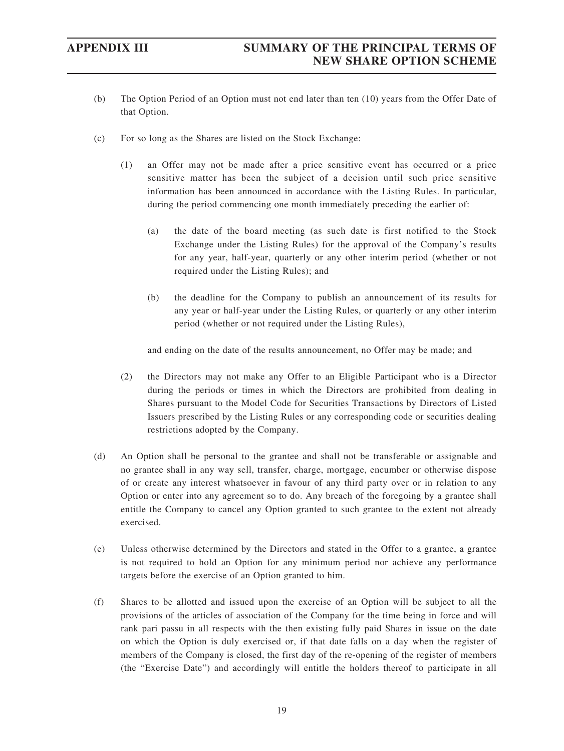(b) The Option Period of an Option must not end later than ten (10) years from the Offer Date of that Option.

(c) For so long as the Shares are listed on the Stock Exchange:

  (1) an Offer may not be made after a price sensitive event has occurred or a price sensitive matter has been the subject of a decision until such price sensitive information has been announced in accordance with the Listing Rules. In particular, during the period commencing one month immediately preceding the earlier of:

    (a) the date of the board meeting (as such date is first notified to the Stock Exchange under the Listing Rules) for the approval of the Company's results for any year, half-year, quarterly or any other interim period (whether or not required under the Listing Rules); and

    (b) the deadline for the Company to publish an announcement of its results for any year or half-year under the Listing Rules, or quarterly or any other interim period (whether or not required under the Listing Rules),

  and ending on the date of the results announcement, no Offer may be made; and

  (2) the Directors may not make any Offer to an Eligible Participant who is a Director during the periods or times in which the Directors are prohibited from dealing in Shares pursuant to the Model Code for Securities Transactions by Directors of Listed Issuers prescribed by the Listing Rules or any corresponding code or securities dealing restrictions adopted by the Company.

(d) An Option shall be personal to the grantee and shall not be transferable or assignable and no grantee shall in any way sell, transfer, charge, mortgage, encumber or otherwise dispose of or create any interest whatsoever in favour of any third party over or in relation to any Option or enter into any agreement so to do. Any breach of the foregoing by a grantee shall entitle the Company to cancel any Option granted to such grantee to the extent not already exercised.

(e) Unless otherwise determined by the Directors and stated in the Offer to a grantee, a grantee is not required to hold an Option for any minimum period nor achieve any performance targets before the exercise of an Option granted to him.

(f) Shares to be allotted and issued upon the exercise of an Option will be subject to all the provisions of the articles of association of the Company for the time being in force and will rank pari passu in all respects with the then existing fully paid Shares in issue on the date on which the Option is duly exercised or, if that date falls on a day when the register of members of the Company is closed, the first day of the re-opening of the register of members (the "Exercise Date") and accordingly will entitle the holders thereof to participate in all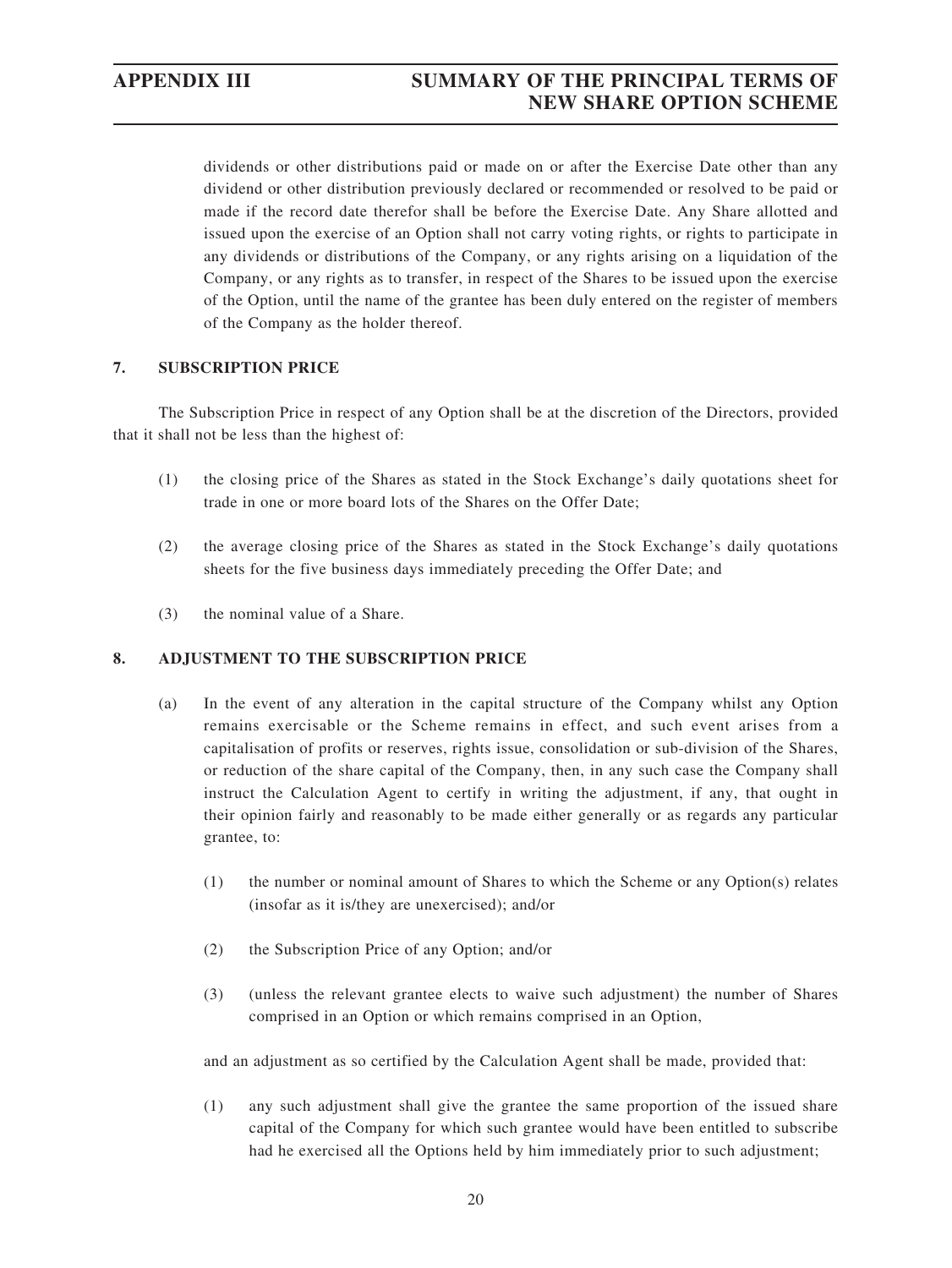dividends or other distributions paid or made on or after the Exercise Date other than any dividend or other distribution previously declared or recommended or resolved to be paid or made if the record date therefor shall be before the Exercise Date. Any Share allotted and issued upon the exercise of an Option shall not carry voting rights, or rights to participate in any dividends or distributions of the Company, or any rights arising on a liquidation of the Company, or any rights as to transfer, in respect of the Shares to be issued upon the exercise of the Option, until the name of the grantee has been duly entered on the register of members of the Company as the holder thereof.

## 7. SUBSCRIPTION PRICE

The Subscription Price in respect of any Option shall be at the discretion of the Directors, provided that it shall not be less than the highest of:

(1) the closing price of the Shares as stated in the Stock Exchange's daily quotations sheet for trade in one or more board lots of the Shares on the Offer Date;

(2) the average closing price of the Shares as stated in the Stock Exchange's daily quotations sheets for the five business days immediately preceding the Offer Date; and

(3) the nominal value of a Share.

## 8. ADJUSTMENT TO THE SUBSCRIPTION PRICE

(a) In the event of any alteration in the capital structure of the Company whilst any Option remains exercisable or the Scheme remains in effect, and such event arises from a capitalisation of profits or reserves, rights issue, consolidation or sub-division of the Shares, or reduction of the share capital of the Company, then, in any such case the Company shall instruct the Calculation Agent to certify in writing the adjustment, if any, that ought in their opinion fairly and reasonably to be made either generally or as regards any particular grantee, to:

(1) the number or nominal amount of Shares to which the Scheme or any Option(s) relates (insofar as it is/they are unexercised); and/or

(2) the Subscription Price of any Option; and/or

(3) (unless the relevant grantee elects to waive such adjustment) the number of Shares comprised in an Option or which remains comprised in an Option,

and an adjustment as so certified by the Calculation Agent shall be made, provided that:

(1) any such adjustment shall give the grantee the same proportion of the issued share capital of the Company for which such grantee would have been entitled to subscribe had he exercised all the Options held by him immediately prior to such adjustment;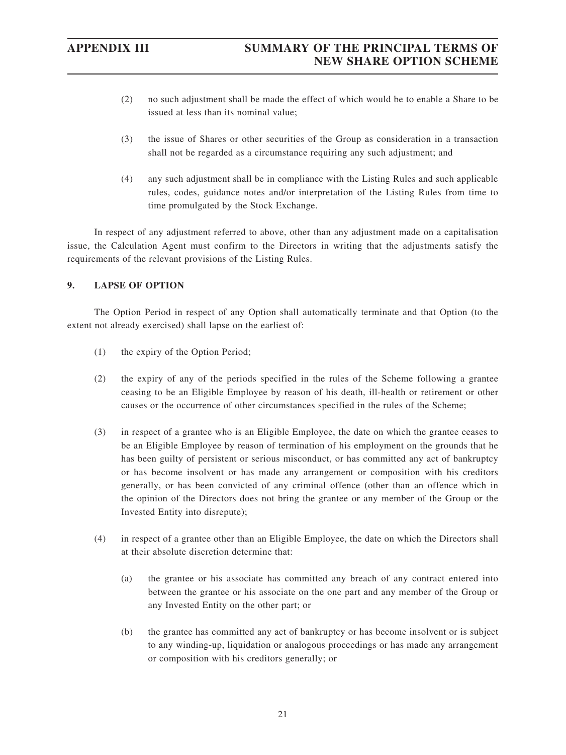(2) no such adjustment shall be made the effect of which would be to enable a Share to be issued at less than its nominal value;

(3) the issue of Shares or other securities of the Group as consideration in a transaction shall not be regarded as a circumstance requiring any such adjustment; and

(4) any such adjustment shall be in compliance with the Listing Rules and such applicable rules, codes, guidance notes and/or interpretation of the Listing Rules from time to time promulgated by the Stock Exchange.

In respect of any adjustment referred to above, other than any adjustment made on a capitalisation issue, the Calculation Agent must confirm to the Directors in writing that the adjustments satisfy the requirements of the relevant provisions of the Listing Rules.

## 9. LAPSE OF OPTION

The Option Period in respect of any Option shall automatically terminate and that Option (to the extent not already exercised) shall lapse on the earliest of:

(1) the expiry of the Option Period;

(2) the expiry of any of the periods specified in the rules of the Scheme following a grantee ceasing to be an Eligible Employee by reason of his death, ill-health or retirement or other causes or the occurrence of other circumstances specified in the rules of the Scheme;

(3) in respect of a grantee who is an Eligible Employee, the date on which the grantee ceases to be an Eligible Employee by reason of termination of his employment on the grounds that he has been guilty of persistent or serious misconduct, or has committed any act of bankruptcy or has become insolvent or has made any arrangement or composition with his creditors generally, or has been convicted of any criminal offence (other than an offence which in the opinion of the Directors does not bring the grantee or any member of the Group or the Invested Entity into disrepute);

(4) in respect of a grantee other than an Eligible Employee, the date on which the Directors shall at their absolute discretion determine that:

    (a) the grantee or his associate has committed any breach of any contract entered into between the grantee or his associate on the one part and any member of the Group or any Invested Entity on the other part; or

    (b) the grantee has committed any act of bankruptcy or has become insolvent or is subject to any winding-up, liquidation or analogous proceedings or has made any arrangement or composition with his creditors generally; or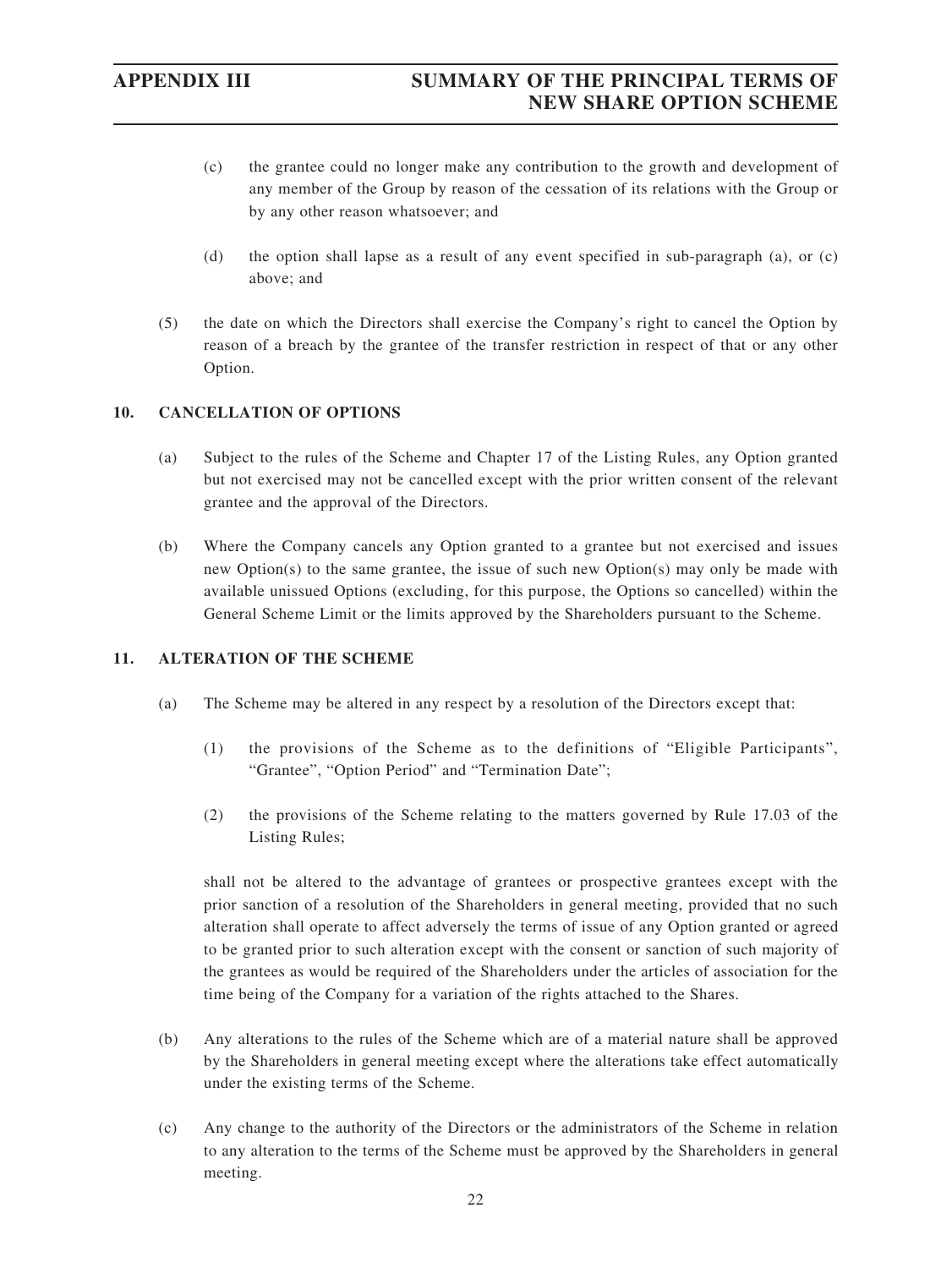(c) the grantee could no longer make any contribution to the growth and development of any member of the Group by reason of the cessation of its relations with the Group or by any other reason whatsoever; and

(d) the option shall lapse as a result of any event specified in sub-paragraph (a), or (c) above; and

(5) the date on which the Directors shall exercise the Company's right to cancel the Option by reason of a breach by the grantee of the transfer restriction in respect of that or any other Option.

## 10. CANCELLATION OF OPTIONS

(a) Subject to the rules of the Scheme and Chapter 17 of the Listing Rules, any Option granted but not exercised may not be cancelled except with the prior written consent of the relevant grantee and the approval of the Directors.

(b) Where the Company cancels any Option granted to a grantee but not exercised and issues new Option(s) to the same grantee, the issue of such new Option(s) may only be made with available unissued Options (excluding, for this purpose, the Options so cancelled) within the General Scheme Limit or the limits approved by the Shareholders pursuant to the Scheme.

## 11. ALTERATION OF THE SCHEME

(a) The Scheme may be altered in any respect by a resolution of the Directors except that:

(1) the provisions of the Scheme as to the definitions of "Eligible Participants", "Grantee", "Option Period" and "Termination Date";

(2) the provisions of the Scheme relating to the matters governed by Rule 17.03 of the Listing Rules;

shall not be altered to the advantage of grantees or prospective grantees except with the prior sanction of a resolution of the Shareholders in general meeting, provided that no such alteration shall operate to affect adversely the terms of issue of any Option granted or agreed to be granted prior to such alteration except with the consent or sanction of such majority of the grantees as would be required of the Shareholders under the articles of association for the time being of the Company for a variation of the rights attached to the Shares.

(b) Any alterations to the rules of the Scheme which are of a material nature shall be approved by the Shareholders in general meeting except where the alterations take effect automatically under the existing terms of the Scheme.

(c) Any change to the authority of the Directors or the administrators of the Scheme in relation to any alteration to the terms of the Scheme must be approved by the Shareholders in general meeting.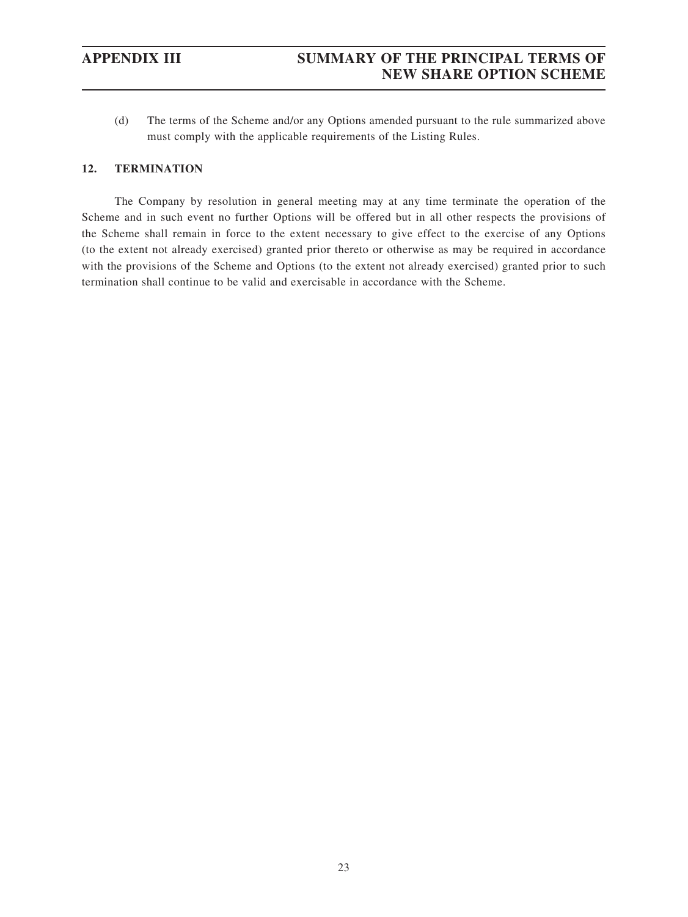(d) The terms of the Scheme and/or any Options amended pursuant to the rule summarized above must comply with the applicable requirements of the Listing Rules.

## 12. TERMINATION

The Company by resolution in general meeting may at any time terminate the operation of the Scheme and in such event no further Options will be offered but in all other respects the provisions of the Scheme shall remain in force to the extent necessary to give effect to the exercise of any Options (to the extent not already exercised) granted prior thereto or otherwise as may be required in accordance with the provisions of the Scheme and Options (to the extent not already exercised) granted prior to such termination shall continue to be valid and exercisable in accordance with the Scheme.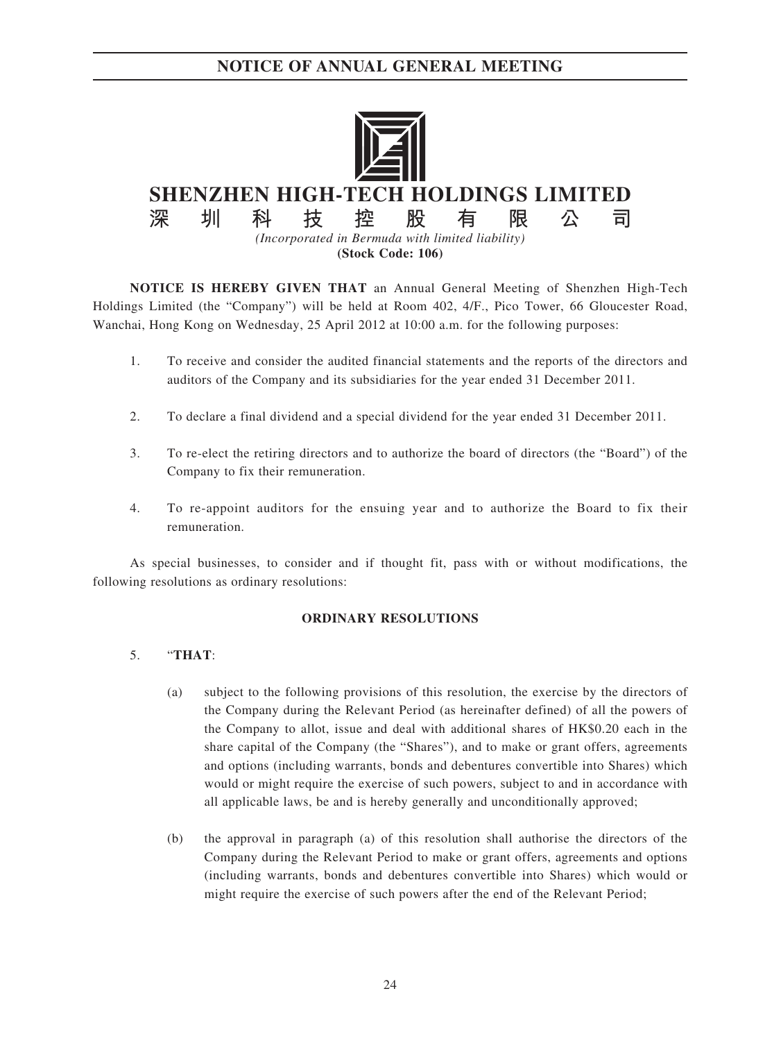# NOTICE OF ANNUAL GENERAL MEETING

**SHENZHEN HIGH-TECH HOLDINGS LIMITED**

**深圳科技控股有限公司**

*(Incorporated in Bermuda with limited liability)*

**(Stock Code: 106)**

**NOTICE IS HEREBY GIVEN THAT** an Annual General Meeting of Shenzhen High-Tech Holdings Limited (the "Company") will be held at Room 402, 4/F., Pico Tower, 66 Gloucester Road, Wanchai, Hong Kong on Wednesday, 25 April 2012 at 10:00 a.m. for the following purposes:

1. To receive and consider the audited financial statements and the reports of the directors and auditors of the Company and its subsidiaries for the year ended 31 December 2011.

2. To declare a final dividend and a special dividend for the year ended 31 December 2011.

3. To re-elect the retiring directors and to authorize the board of directors (the "Board") of the Company to fix their remuneration.

4. To re-appoint auditors for the ensuing year and to authorize the Board to fix their remuneration.

As special businesses, to consider and if thought fit, pass with or without modifications, the following resolutions as ordinary resolutions:

**ORDINARY RESOLUTIONS**

5. "**THAT**:

   (a) subject to the following provisions of this resolution, the exercise by the directors of the Company during the Relevant Period (as hereinafter defined) of all the powers of the Company to allot, issue and deal with additional shares of HK$0.20 each in the share capital of the Company (the "Shares"), and to make or grant offers, agreements and options (including warrants, bonds and debentures convertible into Shares) which would or might require the exercise of such powers, subject to and in accordance with all applicable laws, be and is hereby generally and unconditionally approved;

   (b) the approval in paragraph (a) of this resolution shall authorise the directors of the Company during the Relevant Period to make or grant offers, agreements and options (including warrants, bonds and debentures convertible into Shares) which would or might require the exercise of such powers after the end of the Relevant Period;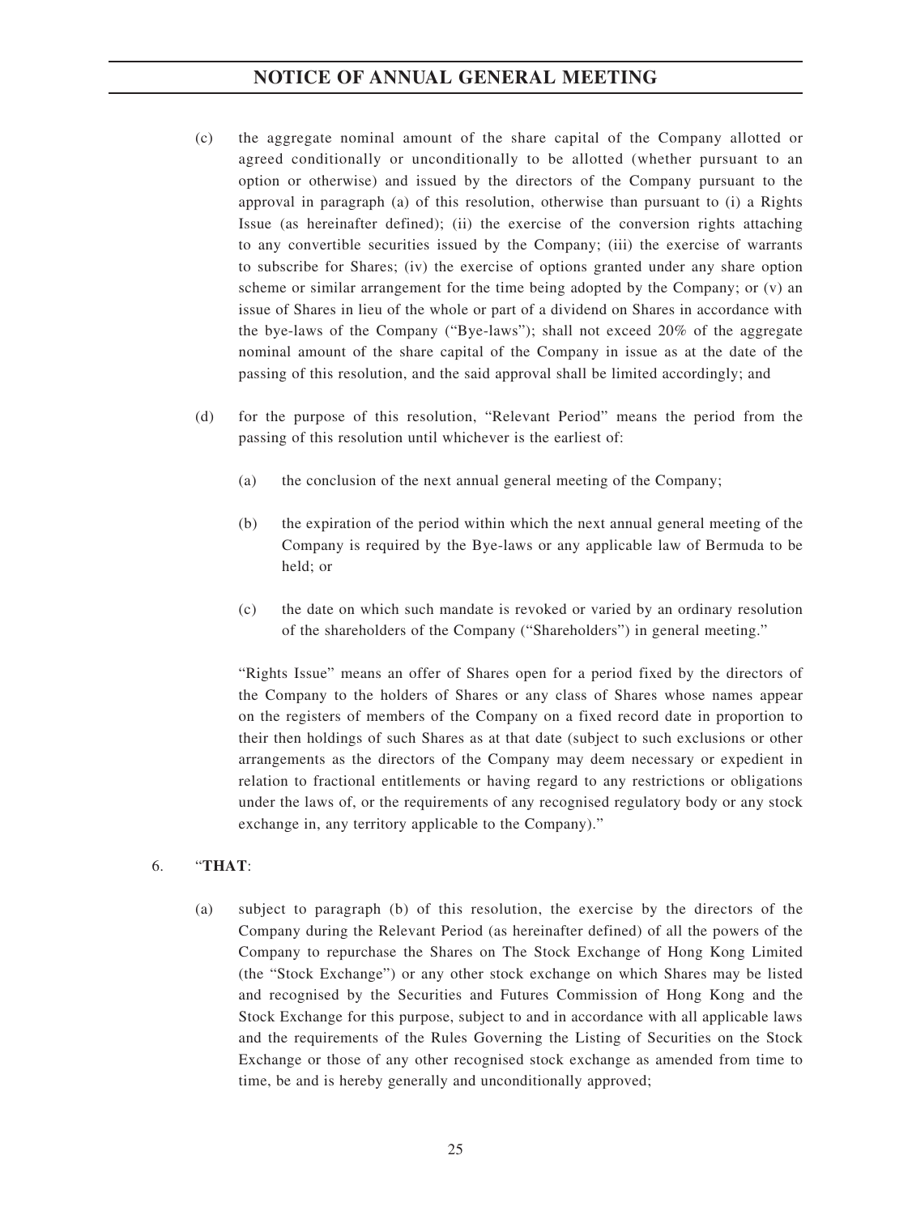(c) the aggregate nominal amount of the share capital of the Company allotted or agreed conditionally or unconditionally to be allotted (whether pursuant to an option or otherwise) and issued by the directors of the Company pursuant to the approval in paragraph (a) of this resolution, otherwise than pursuant to (i) a Rights Issue (as hereinafter defined); (ii) the exercise of the conversion rights attaching to any convertible securities issued by the Company; (iii) the exercise of warrants to subscribe for Shares; (iv) the exercise of options granted under any share option scheme or similar arrangement for the time being adopted by the Company; or (v) an issue of Shares in lieu of the whole or part of a dividend on Shares in accordance with the bye-laws of the Company ("Bye-laws"); shall not exceed 20% of the aggregate nominal amount of the share capital of the Company in issue as at the date of the passing of this resolution, and the said approval shall be limited accordingly; and

(d) for the purpose of this resolution, "Relevant Period" means the period from the passing of this resolution until whichever is the earliest of:

  (a) the conclusion of the next annual general meeting of the Company;

  (b) the expiration of the period within which the next annual general meeting of the Company is required by the Bye-laws or any applicable law of Bermuda to be held; or

  (c) the date on which such mandate is revoked or varied by an ordinary resolution of the shareholders of the Company ("Shareholders") in general meeting."

"Rights Issue" means an offer of Shares open for a period fixed by the directors of the Company to the holders of Shares or any class of Shares whose names appear on the registers of members of the Company on a fixed record date in proportion to their then holdings of such Shares as at that date (subject to such exclusions or other arrangements as the directors of the Company may deem necessary or expedient in relation to fractional entitlements or having regard to any restrictions or obligations under the laws of, or the requirements of any recognised regulatory body or any stock exchange in, any territory applicable to the Company)."

6. "**THAT**:

(a) subject to paragraph (b) of this resolution, the exercise by the directors of the Company during the Relevant Period (as hereinafter defined) of all the powers of the Company to repurchase the Shares on The Stock Exchange of Hong Kong Limited (the "Stock Exchange") or any other stock exchange on which Shares may be listed and recognised by the Securities and Futures Commission of Hong Kong and the Stock Exchange for this purpose, subject to and in accordance with all applicable laws and the requirements of the Rules Governing the Listing of Securities on the Stock Exchange or those of any other recognised stock exchange as amended from time to time, be and is hereby generally and unconditionally approved;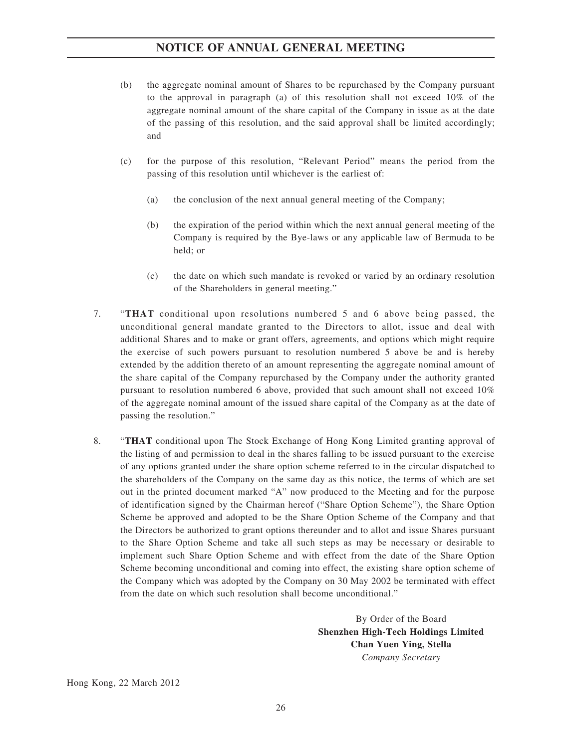(b) the aggregate nominal amount of Shares to be repurchased by the Company pursuant to the approval in paragraph (a) of this resolution shall not exceed 10% of the aggregate nominal amount of the share capital of the Company in issue as at the date of the passing of this resolution, and the said approval shall be limited accordingly; and

(c) for the purpose of this resolution, "Relevant Period" means the period from the passing of this resolution until whichever is the earliest of:

  (a) the conclusion of the next annual general meeting of the Company;

  (b) the expiration of the period within which the next annual general meeting of the Company is required by the Bye-laws or any applicable law of Bermuda to be held; or

  (c) the date on which such mandate is revoked or varied by an ordinary resolution of the Shareholders in general meeting."

7. "**THAT** conditional upon resolutions numbered 5 and 6 above being passed, the unconditional general mandate granted to the Directors to allot, issue and deal with additional Shares and to make or grant offers, agreements, and options which might require the exercise of such powers pursuant to resolution numbered 5 above be and is hereby extended by the addition thereto of an amount representing the aggregate nominal amount of the share capital of the Company repurchased by the Company under the authority granted pursuant to resolution numbered 6 above, provided that such amount shall not exceed 10% of the aggregate nominal amount of the issued share capital of the Company as at the date of passing the resolution."

8. "**THAT** conditional upon The Stock Exchange of Hong Kong Limited granting approval of the listing of and permission to deal in the shares falling to be issued pursuant to the exercise of any options granted under the share option scheme referred to in the circular dispatched to the shareholders of the Company on the same day as this notice, the terms of which are set out in the printed document marked "A" now produced to the Meeting and for the purpose of identification signed by the Chairman hereof ("Share Option Scheme"), the Share Option Scheme be approved and adopted to be the Share Option Scheme of the Company and that the Directors be authorized to grant options thereunder and to allot and issue Shares pursuant to the Share Option Scheme and take all such steps as may be necessary or desirable to implement such Share Option Scheme and with effect from the date of the Share Option Scheme becoming unconditional and coming into effect, the existing share option scheme of the Company which was adopted by the Company on 30 May 2002 be terminated with effect from the date on which such resolution shall become unconditional."

By Order of the Board
**Shenzhen High-Tech Holdings Limited**
**Chan Yuen Ying, Stella**
*Company Secretary*

Hong Kong, 22 March 2012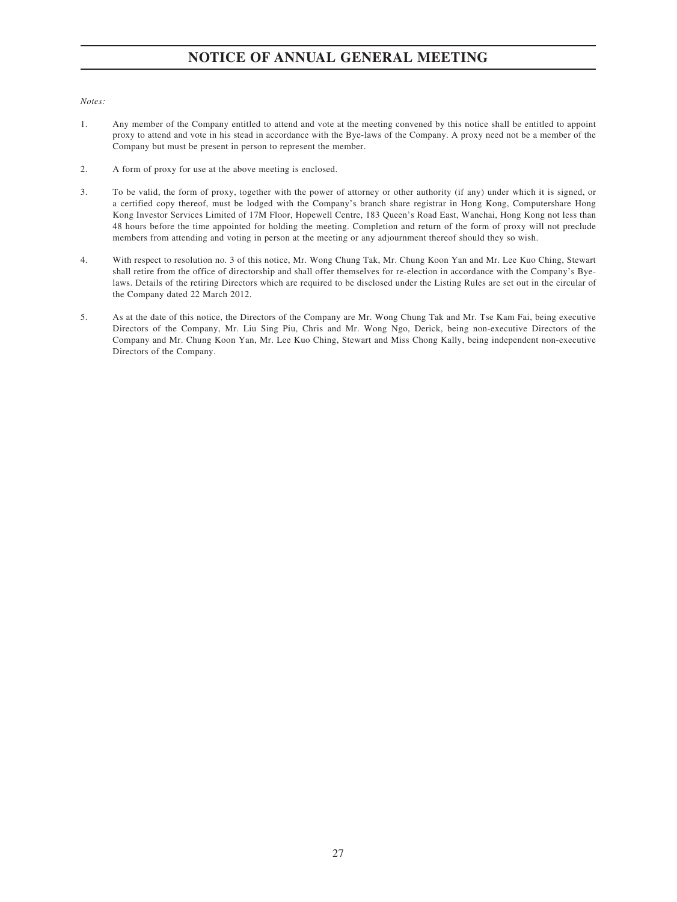# NOTICE OF ANNUAL GENERAL MEETING

*Notes:*

1. Any member of the Company entitled to attend and vote at the meeting convened by this notice shall be entitled to appoint proxy to attend and vote in his stead in accordance with the Bye-laws of the Company. A proxy need not be a member of the Company but must be present in person to represent the member.

2. A form of proxy for use at the above meeting is enclosed.

3. To be valid, the form of proxy, together with the power of attorney or other authority (if any) under which it is signed, or a certified copy thereof, must be lodged with the Company's branch share registrar in Hong Kong, Computershare Hong Kong Investor Services Limited of 17M Floor, Hopewell Centre, 183 Queen's Road East, Wanchai, Hong Kong not less than 48 hours before the time appointed for holding the meeting. Completion and return of the form of proxy will not preclude members from attending and voting in person at the meeting or any adjournment thereof should they so wish.

4. With respect to resolution no. 3 of this notice, Mr. Wong Chung Tak, Mr. Chung Koon Yan and Mr. Lee Kuo Ching, Stewart shall retire from the office of directorship and shall offer themselves for re-election in accordance with the Company's Bye-laws. Details of the retiring Directors which are required to be disclosed under the Listing Rules are set out in the circular of the Company dated 22 March 2012.

5. As at the date of this notice, the Directors of the Company are Mr. Wong Chung Tak and Mr. Tse Kam Fai, being executive Directors of the Company, Mr. Liu Sing Piu, Chris and Mr. Wong Ngo, Derick, being non-executive Directors of the Company and Mr. Chung Koon Yan, Mr. Lee Kuo Ching, Stewart and Miss Chong Kally, being independent non-executive Directors of the Company.